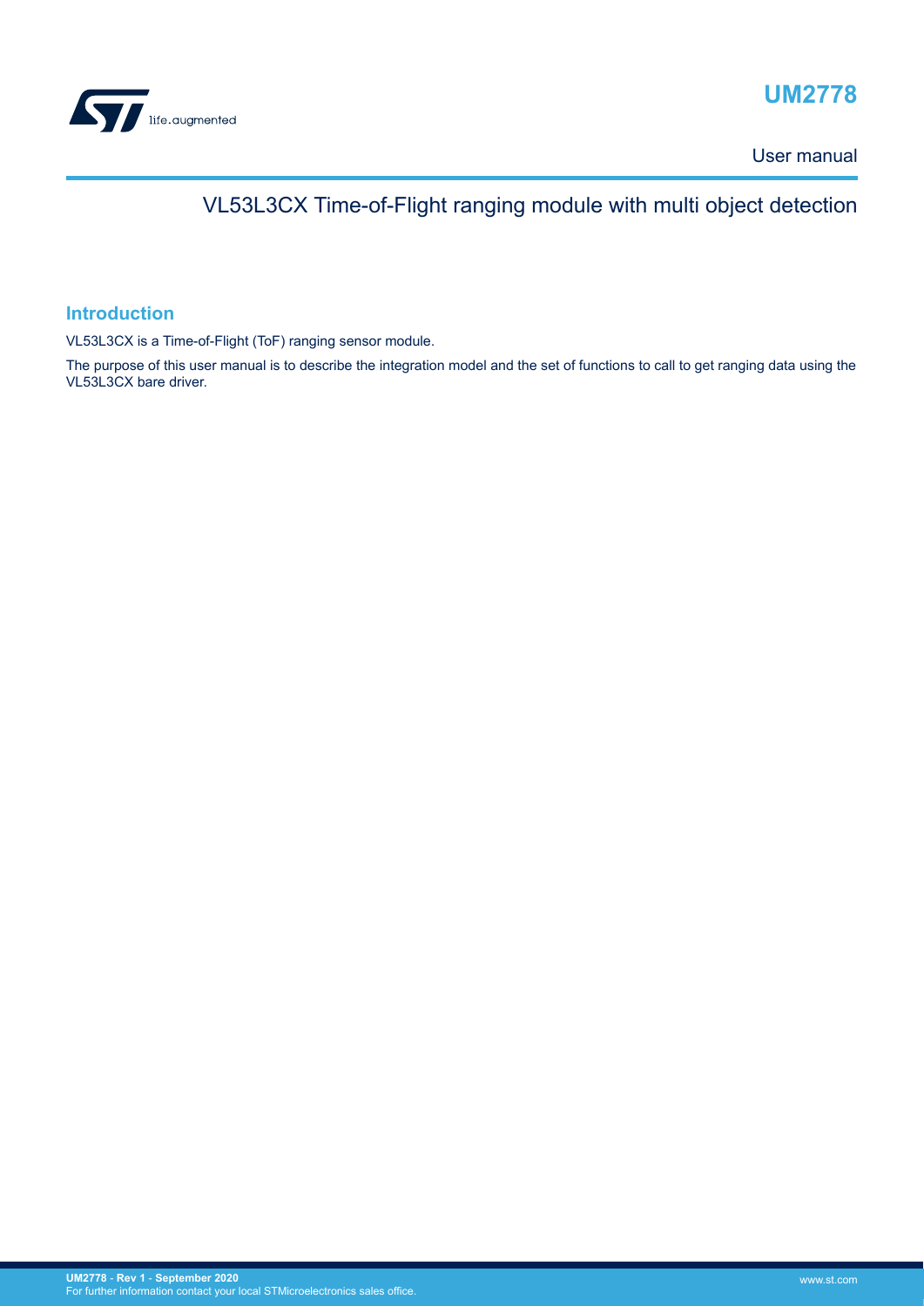# UM2778

User manual

## VL53L3CX Time-of-Flight ranging module with multi object detection

### Introduction

VL53L3CX is a Time-of-Flight (ToF) ranging sensor module.

The purpose of this user manual is to describe the integration model and the set of functions to call to get ranging data using the VL53L3CX bare driver.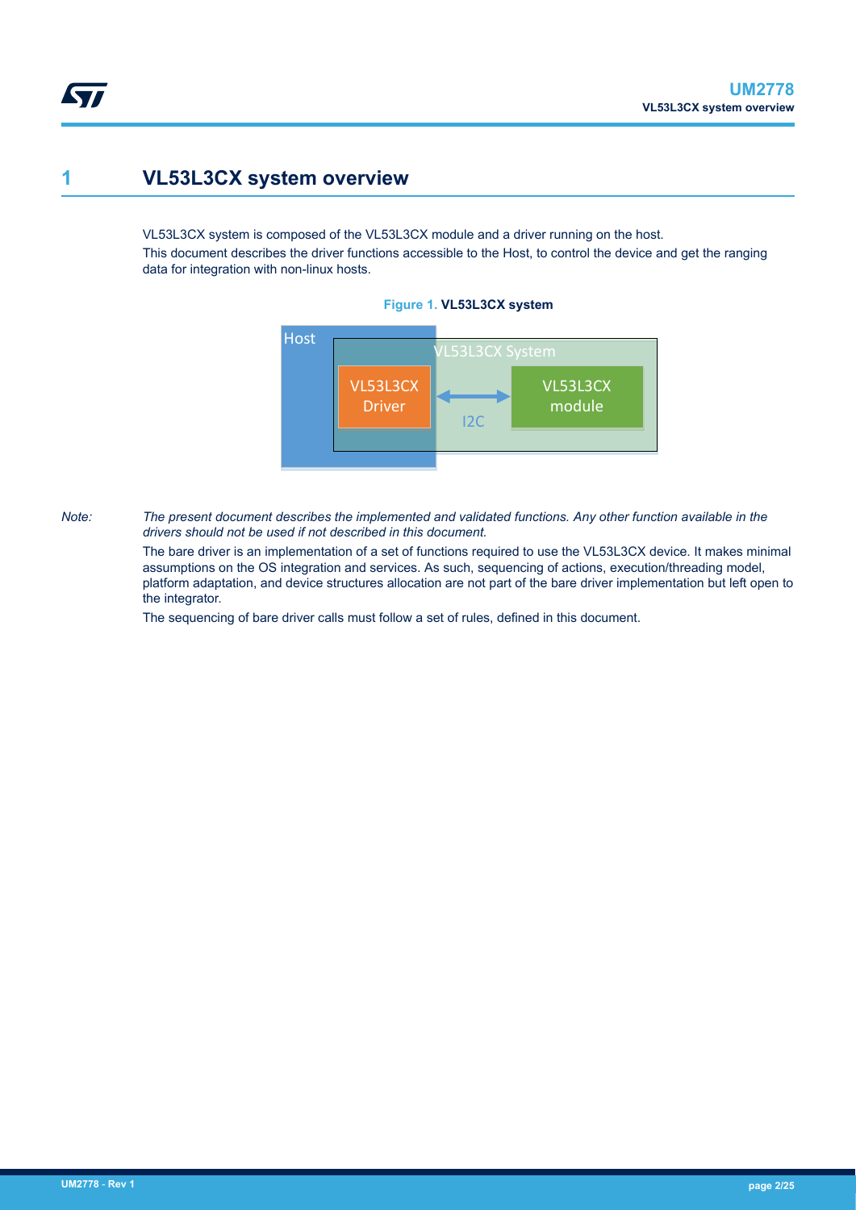# 1 VL53L3CX system overview

VL53L3CX system is composed of the VL53L3CX module and a driver running on the host.

This document describes the driver functions accessible to the Host, to control the device and get the ranging data for integration with non-linux hosts.

**Figure 1. VL53L3CX system**

*Note: The present document describes the implemented and validated functions. Any other function available in the drivers should not be used if not described in this document.*

The bare driver is an implementation of a set of functions required to use the VL53L3CX device. It makes minimal assumptions on the OS integration and services. As such, sequencing of actions, execution/threading model, platform adaptation, and device structures allocation are not part of the bare driver implementation but left open to the integrator.

The sequencing of bare driver calls must follow a set of rules, defined in this document.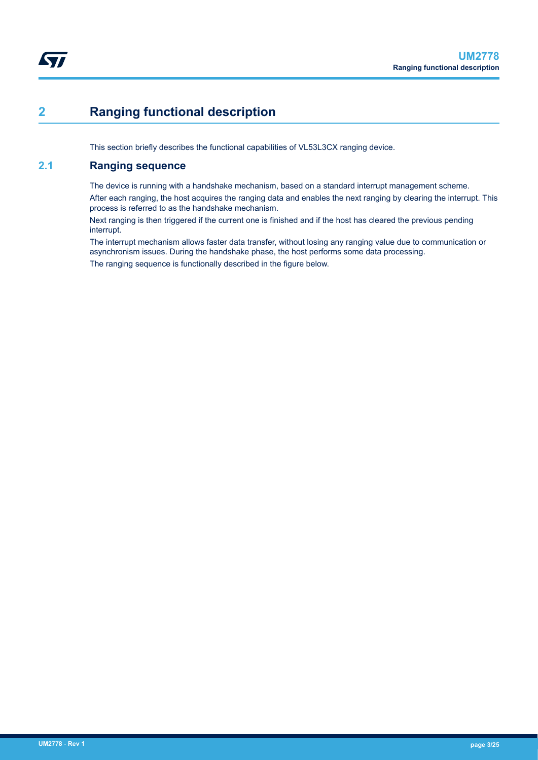# 2 Ranging functional description

This section briefly describes the functional capabilities of VL53L3CX ranging device.

## 2.1 Ranging sequence

The device is running with a handshake mechanism, based on a standard interrupt management scheme.

After each ranging, the host acquires the ranging data and enables the next ranging by clearing the interrupt. This process is referred to as the handshake mechanism.

Next ranging is then triggered if the current one is finished and if the host has cleared the previous pending interrupt.

The interrupt mechanism allows faster data transfer, without losing any ranging value due to communication or asynchronism issues. During the handshake phase, the host performs some data processing.

The ranging sequence is functionally described in the figure below.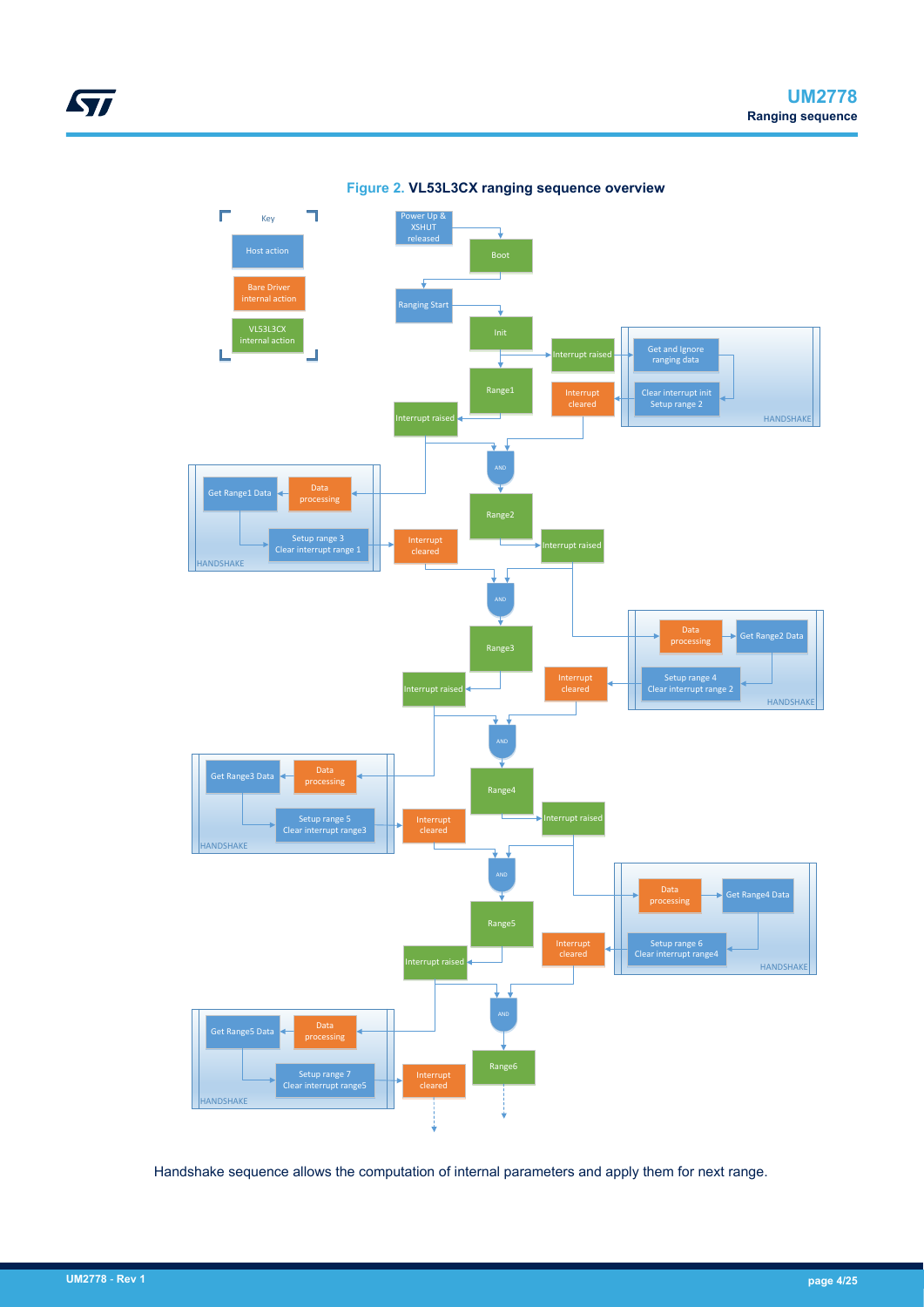**Figure 2. VL53L3CX ranging sequence overview**

Handshake sequence allows the computation of internal parameters and apply them for next range.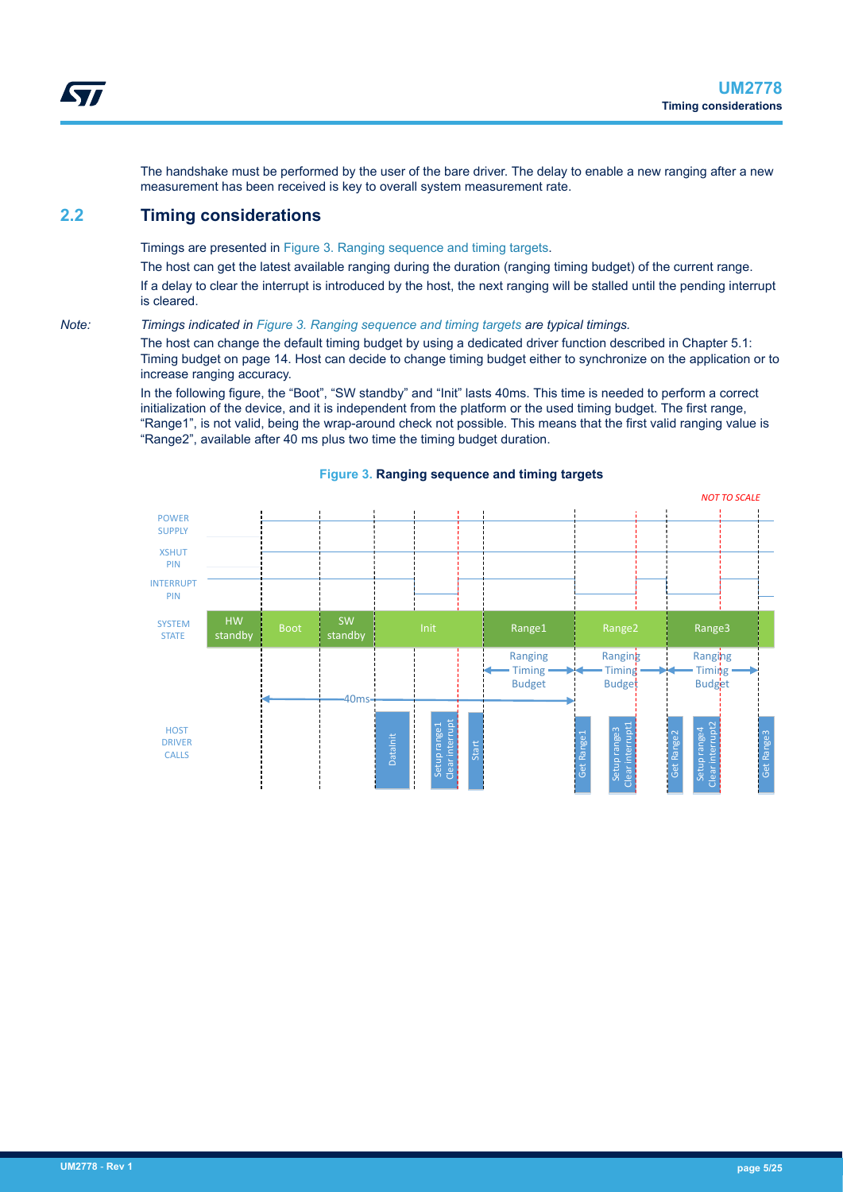The handshake must be performed by the user of the bare driver. The delay to enable a new ranging after a new measurement has been received is key to overall system measurement rate.

## 2.2 Timing considerations

Timings are presented in Figure 3. Ranging sequence and timing targets.

The host can get the latest available ranging during the duration (ranging timing budget) of the current range.

If a delay to clear the interrupt is introduced by the host, the next ranging will be stalled until the pending interrupt is cleared.

*Note:* *Timings indicated in Figure 3. Ranging sequence and timing targets are typical timings.*

The host can change the default timing budget by using a dedicated driver function described in Chapter 5.1: Timing budget on page 14. Host can decide to change timing budget either to synchronize on the application or to increase ranging accuracy.

In the following figure, the "Boot", "SW standby" and "Init" lasts 40ms. This time is needed to perform a correct initialization of the device, and it is independent from the platform or the used timing budget. The first range, "Range1", is not valid, being the wrap-around check not possible. This means that the first valid ranging value is "Range2", available after 40 ms plus two time the timing budget duration.

**Figure 3. Ranging sequence and timing targets**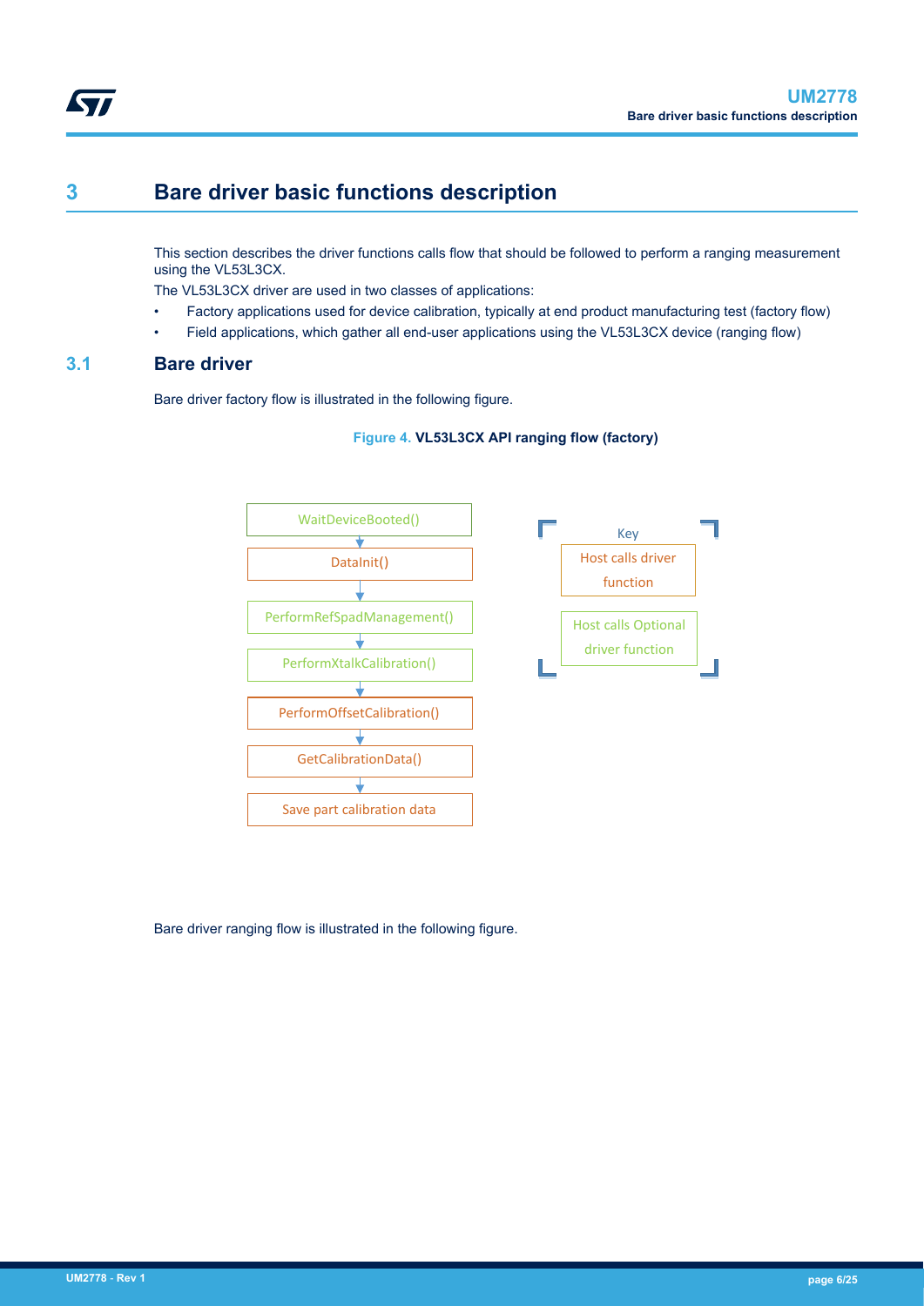# 3 Bare driver basic functions description

This section describes the driver functions calls flow that should be followed to perform a ranging measurement using the VL53L3CX.

The VL53L3CX driver are used in two classes of applications:

- Factory applications used for device calibration, typically at end product manufacturing test (factory flow)
- Field applications, which gather all end-user applications using the VL53L3CX device (ranging flow)

## 3.1 Bare driver

Bare driver factory flow is illustrated in the following figure.

**Figure 4. VL53L3CX API ranging flow (factory)**

WaitDeviceBooted()
↓
DataInit()
↓
PerformRefSpadManagement()
↓
PerformXtalkCalibration()
↓
PerformOffsetCalibration()
↓
GetCalibrationData()
↓
Save part calibration data

Key:
- Host calls driver function
- Host calls Optional driver function

Bare driver ranging flow is illustrated in the following figure.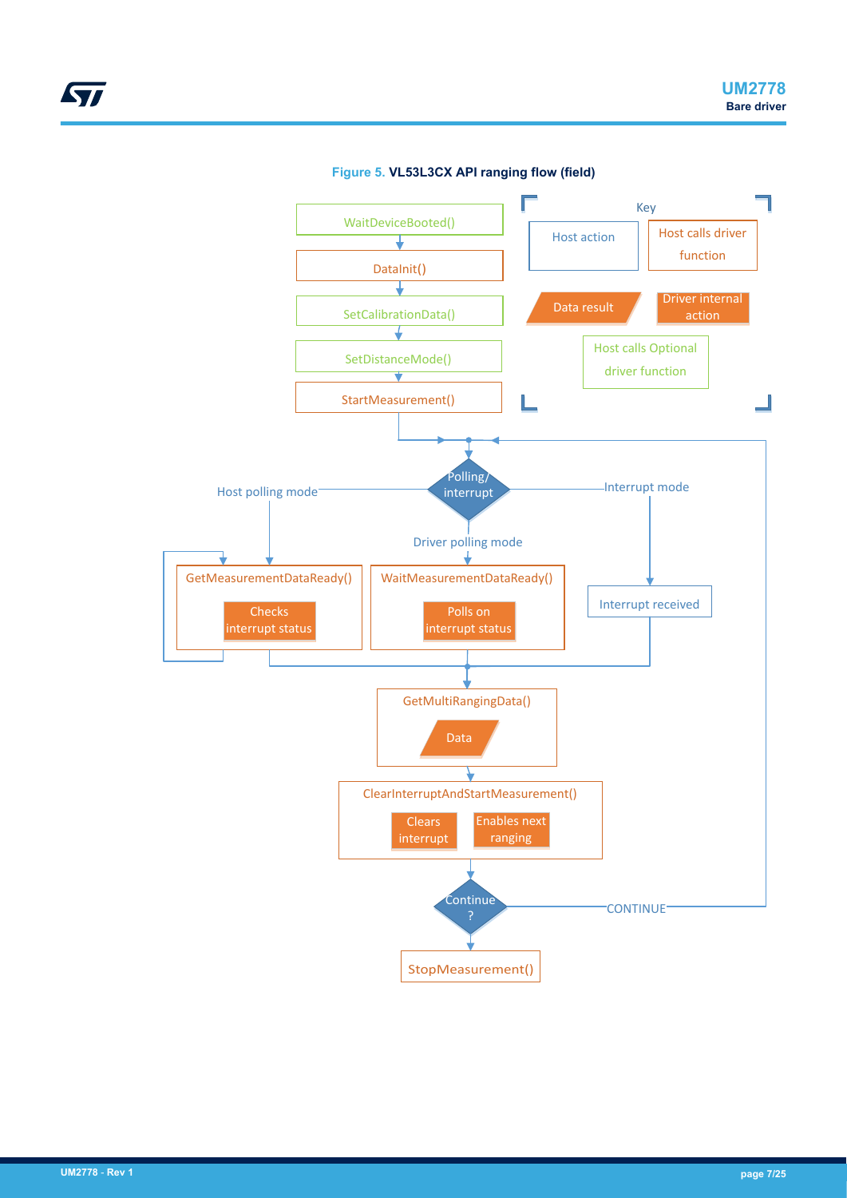Figure 5. VL53L3CX API ranging flow (field)

Key:
- Host action
- Host calls driver function
- Data result
- Driver internal action
- Host calls Optional driver function

WaitDeviceBooted()

DataInit()

SetCalibrationData()

SetDistanceMode()

StartMeasurement()

Polling/ interrupt

Host polling mode

Driver polling mode

Interrupt mode

GetMeasurementDataReady()

Checks interrupt status

WaitMeasurementDataReady()

Polls on interrupt status

Interrupt received

GetMultiRangingData()

Data

ClearInterruptAndStartMeasurement()

Clears interrupt

Enables next ranging

Continue ?

CONTINUE

StopMeasurement()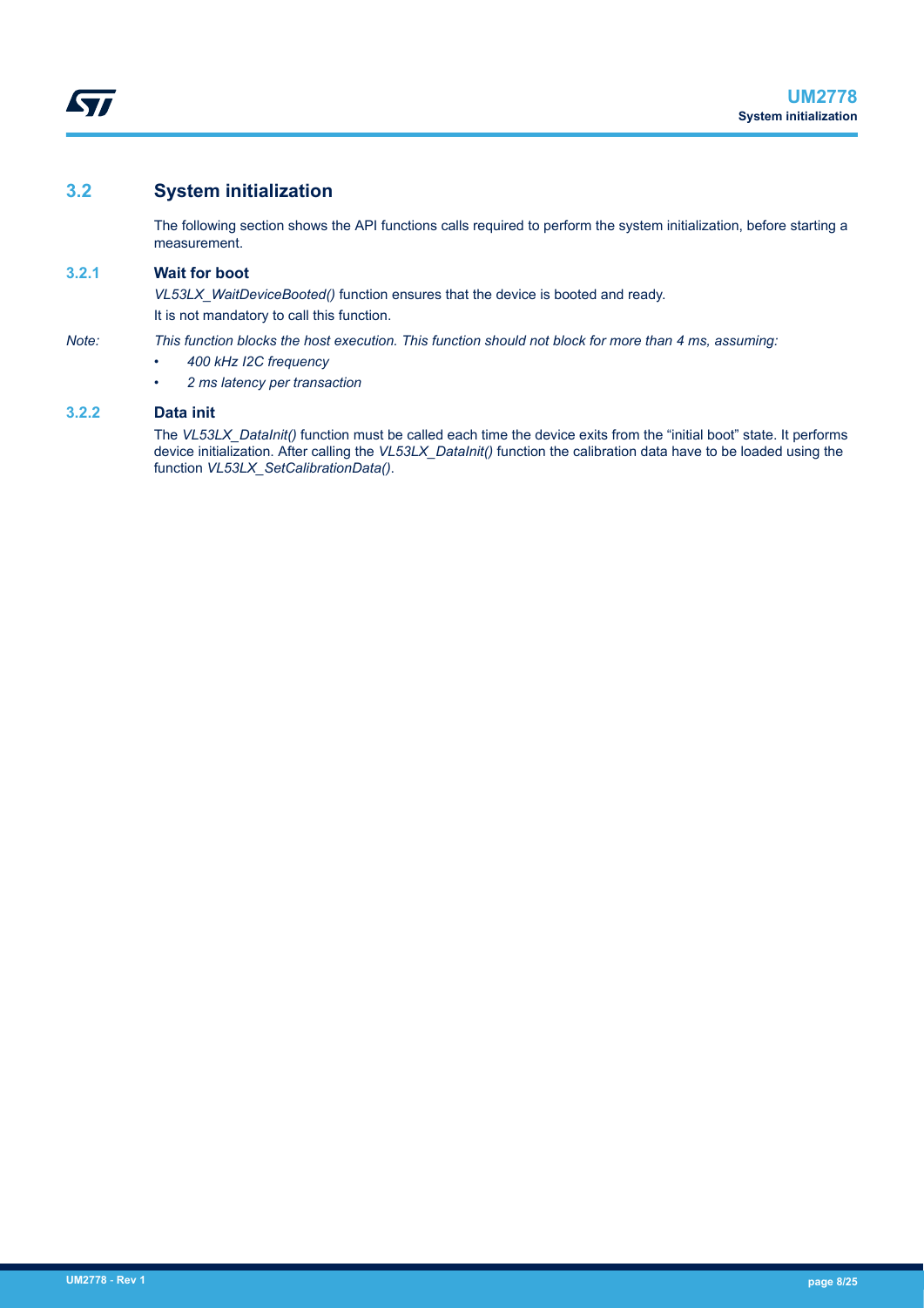## 3.2 System initialization

The following section shows the API functions calls required to perform the system initialization, before starting a measurement.

### 3.2.1 Wait for boot

*VL53LX_WaitDeviceBooted()* function ensures that the device is booted and ready.

It is not mandatory to call this function.

*Note: This function blocks the host execution. This function should not block for more than 4 ms, assuming:*

- *400 kHz I2C frequency*
- *2 ms latency per transaction*

### 3.2.2 Data init

The *VL53LX_DataInit()* function must be called each time the device exits from the “initial boot” state. It performs device initialization. After calling the *VL53LX_DataInit()* function the calibration data have to be loaded using the function *VL53LX_SetCalibrationData()*.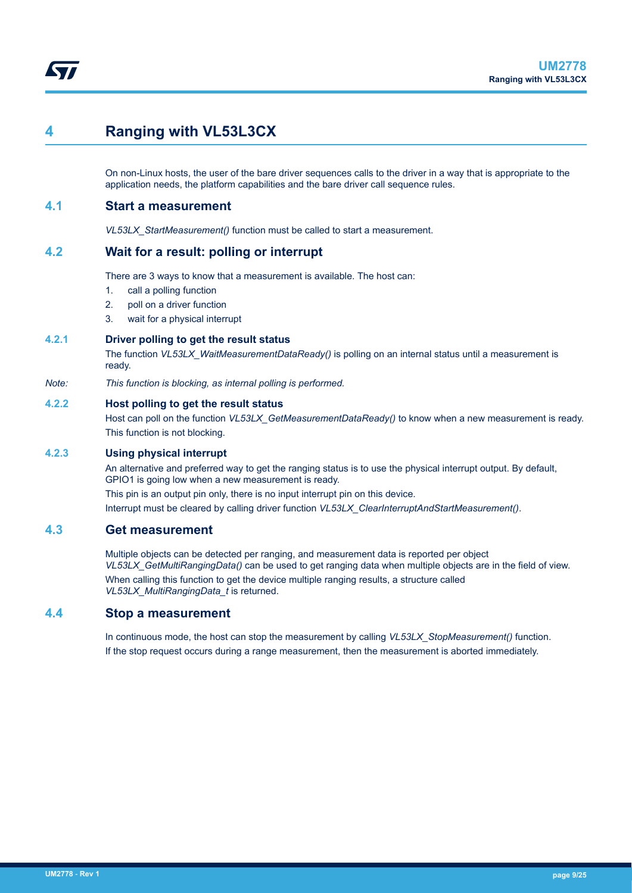# 4 Ranging with VL53L3CX

On non-Linux hosts, the user of the bare driver sequences calls to the driver in a way that is appropriate to the application needs, the platform capabilities and the bare driver call sequence rules.

## 4.1 Start a measurement

*VL53LX_StartMeasurement()* function must be called to start a measurement.

## 4.2 Wait for a result: polling or interrupt

There are 3 ways to know that a measurement is available. The host can:

1. call a polling function
2. poll on a driver function
3. wait for a physical interrupt

### 4.2.1 Driver polling to get the result status

The function *VL53LX_WaitMeasurementDataReady()* is polling on an internal status until a measurement is ready.

*Note: This function is blocking, as internal polling is performed.*

### 4.2.2 Host polling to get the result status

Host can poll on the function *VL53LX_GetMeasurementDataReady()* to know when a new measurement is ready.

This function is not blocking.

### 4.2.3 Using physical interrupt

An alternative and preferred way to get the ranging status is to use the physical interrupt output. By default, GPIO1 is going low when a new measurement is ready.

This pin is an output pin only, there is no input interrupt pin on this device.

Interrupt must be cleared by calling driver function *VL53LX_ClearInterruptAndStartMeasurement()*.

## 4.3 Get measurement

Multiple objects can be detected per ranging, and measurement data is reported per object *VL53LX_GetMultiRangingData()* can be used to get ranging data when multiple objects are in the field of view.

When calling this function to get the device multiple ranging results, a structure called *VL53LX_MultiRangingData_t* is returned.

## 4.4 Stop a measurement

In continuous mode, the host can stop the measurement by calling *VL53LX_StopMeasurement()* function.

If the stop request occurs during a range measurement, then the measurement is aborted immediately.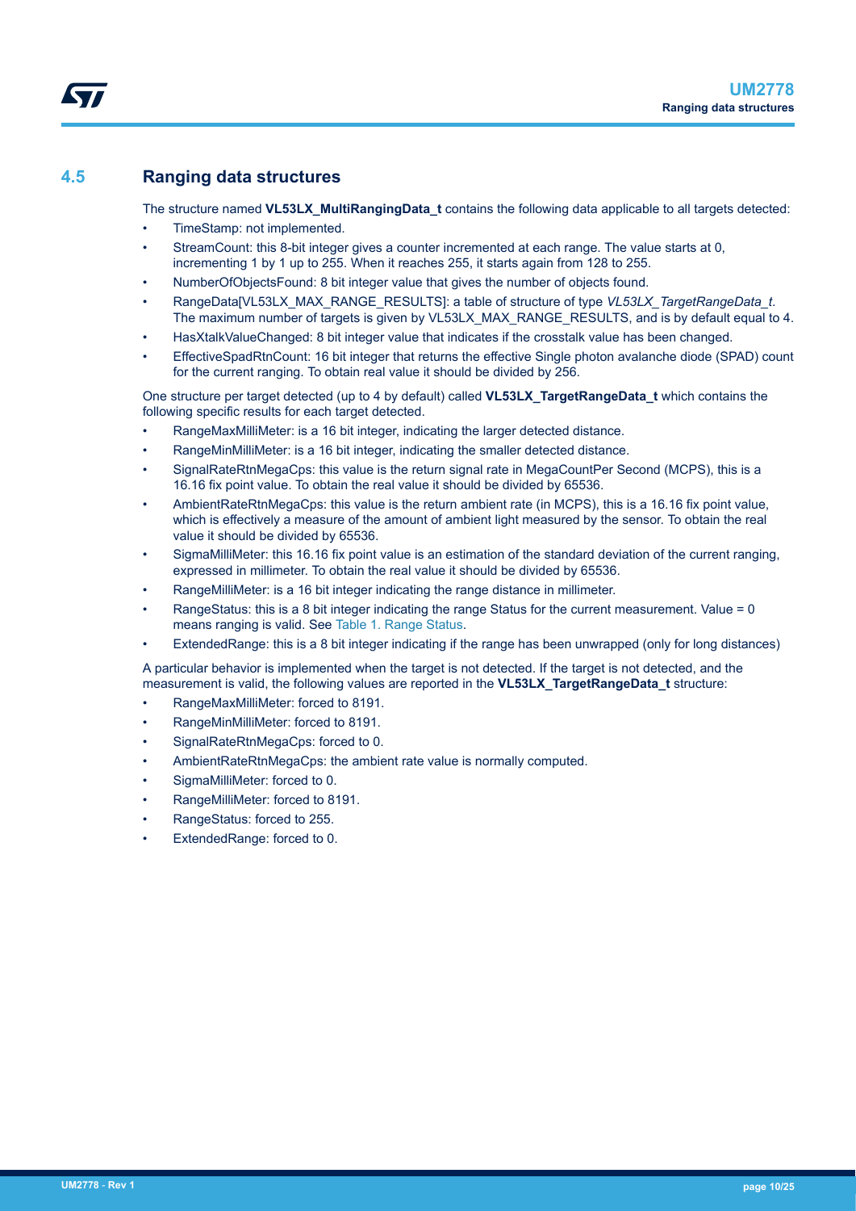## 4.5 Ranging data structures

The structure named **VL53LX_MultiRangingData_t** contains the following data applicable to all targets detected:

- TimeStamp: not implemented.
- StreamCount: this 8-bit integer gives a counter incremented at each range. The value starts at 0, incrementing 1 by 1 up to 255. When it reaches 255, it starts again from 128 to 255.
- NumberOfObjectsFound: 8 bit integer value that gives the number of objects found.
- RangeData[VL53LX_MAX_RANGE_RESULTS]: a table of structure of type *VL53LX_TargetRangeData_t*. The maximum number of targets is given by VL53LX_MAX_RANGE_RESULTS, and is by default equal to 4.
- HasXtalkValueChanged: 8 bit integer value that indicates if the crosstalk value has been changed.
- EffectiveSpadRtnCount: 16 bit integer that returns the effective Single photon avalanche diode (SPAD) count for the current ranging. To obtain real value it should be divided by 256.

One structure per target detected (up to 4 by default) called **VL53LX_TargetRangeData_t** which contains the following specific results for each target detected.

- RangeMaxMilliMeter: is a 16 bit integer, indicating the larger detected distance.
- RangeMinMilliMeter: is a 16 bit integer, indicating the smaller detected distance.
- SignalRateRtnMegaCps: this value is the return signal rate in MegaCountPer Second (MCPS), this is a 16.16 fix point value. To obtain the real value it should be divided by 65536.
- AmbientRateRtnMegaCps: this value is the return ambient rate (in MCPS), this is a 16.16 fix point value, which is effectively a measure of the amount of ambient light measured by the sensor. To obtain the real value it should be divided by 65536.
- SigmaMilliMeter: this 16.16 fix point value is an estimation of the standard deviation of the current ranging, expressed in millimeter. To obtain the real value it should be divided by 65536.
- RangeMilliMeter: is a 16 bit integer indicating the range distance in millimeter.
- RangeStatus: this is a 8 bit integer indicating the range Status for the current measurement. Value = 0 means ranging is valid. See Table 1. Range Status.
- ExtendedRange: this is a 8 bit integer indicating if the range has been unwrapped (only for long distances)

A particular behavior is implemented when the target is not detected. If the target is not detected, and the measurement is valid, the following values are reported in the **VL53LX_TargetRangeData_t** structure:

- RangeMaxMilliMeter: forced to 8191.
- RangeMinMilliMeter: forced to 8191.
- SignalRateRtnMegaCps: forced to 0.
- AmbientRateRtnMegaCps: the ambient rate value is normally computed.
- SigmaMilliMeter: forced to 0.
- RangeMilliMeter: forced to 8191.
- RangeStatus: forced to 255.
- ExtendedRange: forced to 0.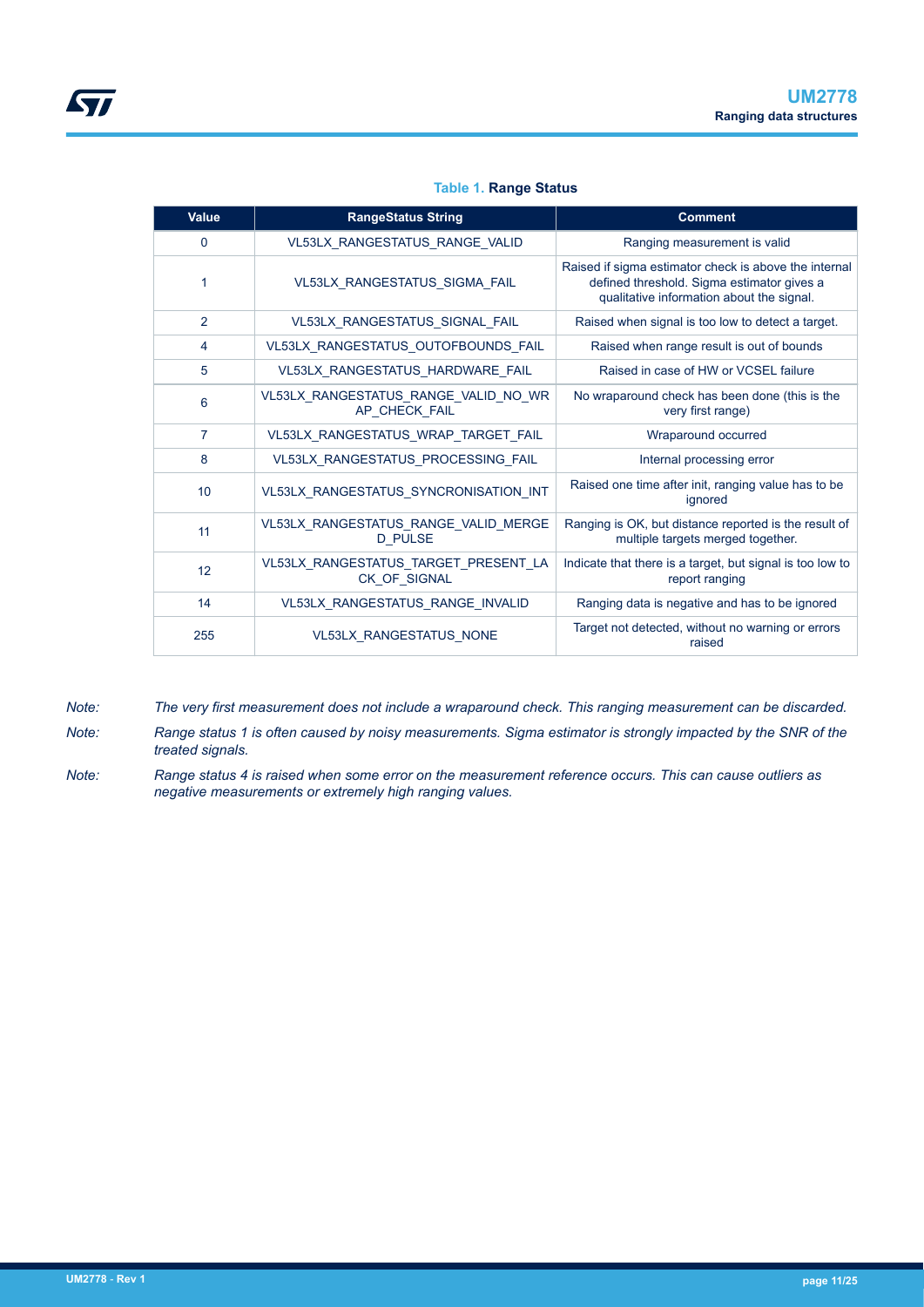**Table 1. Range Status**

| Value | RangeStatus String | Comment |
| --- | --- | --- |
| 0 | VL53LX_RANGESTATUS_RANGE_VALID | Ranging measurement is valid |
| 1 | VL53LX_RANGESTATUS_SIGMA_FAIL | Raised if sigma estimator check is above the internal defined threshold. Sigma estimator gives a qualitative information about the signal. |
| 2 | VL53LX_RANGESTATUS_SIGNAL_FAIL | Raised when signal is too low to detect a target. |
| 4 | VL53LX_RANGESTATUS_OUTOFBOUNDS_FAIL | Raised when range result is out of bounds |
| 5 | VL53LX_RANGESTATUS_HARDWARE_FAIL | Raised in case of HW or VCSEL failure |
| 6 | VL53LX_RANGESTATUS_RANGE_VALID_NO_WRAP_CHECK_FAIL | No wraparound check has been done (this is the very first range) |
| 7 | VL53LX_RANGESTATUS_WRAP_TARGET_FAIL | Wraparound occurred |
| 8 | VL53LX_RANGESTATUS_PROCESSING_FAIL | Internal processing error |
| 10 | VL53LX_RANGESTATUS_SYNCRONISATION_INT | Raised one time after init, ranging value has to be ignored |
| 11 | VL53LX_RANGESTATUS_RANGE_VALID_MERGED_PULSE | Ranging is OK, but distance reported is the result of multiple targets merged together. |
| 12 | VL53LX_RANGESTATUS_TARGET_PRESENT_LACK_OF_SIGNAL | Indicate that there is a target, but signal is too low to report ranging |
| 14 | VL53LX_RANGESTATUS_RANGE_INVALID | Ranging data is negative and has to be ignored |
| 255 | VL53LX_RANGESTATUS_NONE | Target not detected, without no warning or errors raised |

*Note: The very first measurement does not include a wraparound check. This ranging measurement can be discarded.*

*Note: Range status 1 is often caused by noisy measurements. Sigma estimator is strongly impacted by the SNR of the treated signals.*

*Note: Range status 4 is raised when some error on the measurement reference occurs. This can cause outliers as negative measurements or extremely high ranging values.*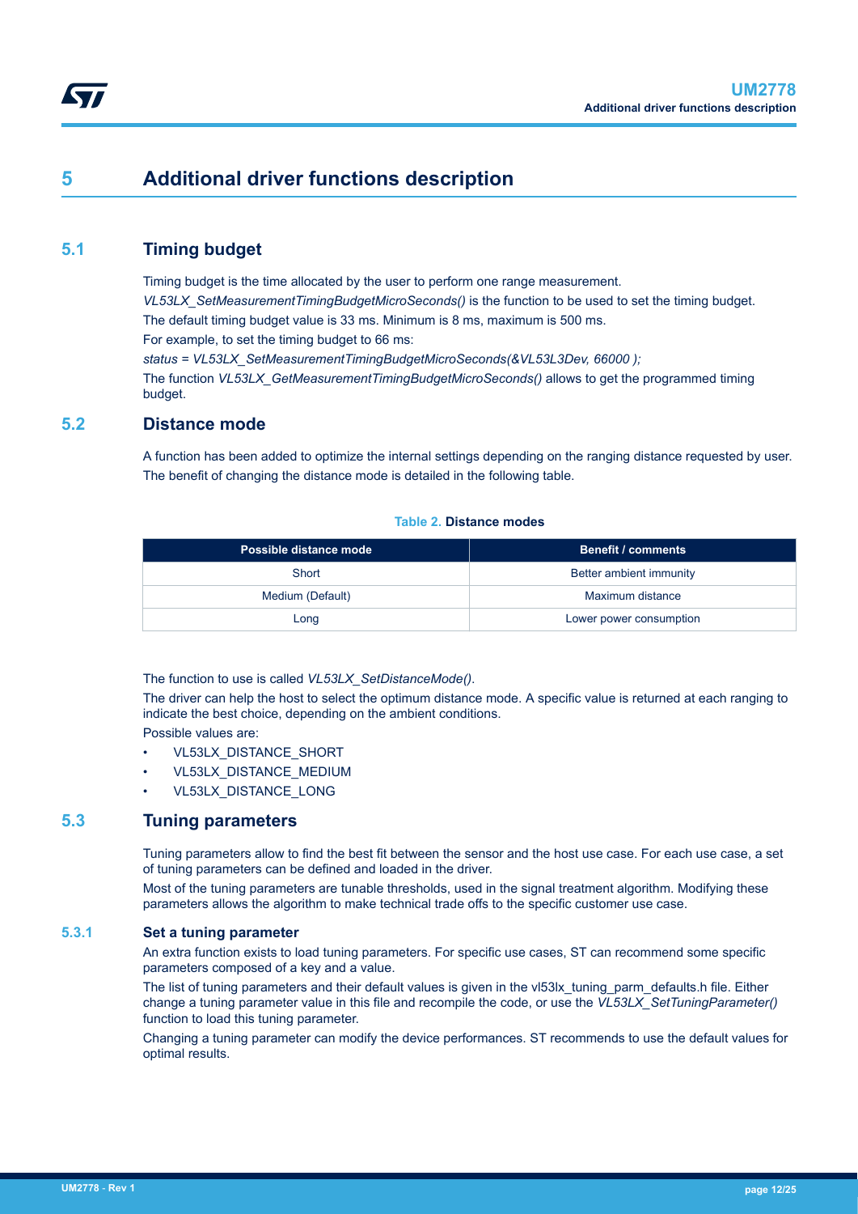# 5 Additional driver functions description

## 5.1 Timing budget

Timing budget is the time allocated by the user to perform one range measurement.

*VL53LX_SetMeasurementTimingBudgetMicroSeconds()* is the function to be used to set the timing budget.

The default timing budget value is 33 ms. Minimum is 8 ms, maximum is 500 ms.

For example, to set the timing budget to 66 ms:

*status = VL53LX_SetMeasurementTimingBudgetMicroSeconds(&VL53L3Dev, 66000 );*

The function *VL53LX_GetMeasurementTimingBudgetMicroSeconds()* allows to get the programmed timing budget.

## 5.2 Distance mode

A function has been added to optimize the internal settings depending on the ranging distance requested by user. The benefit of changing the distance mode is detailed in the following table.

**Table 2. Distance modes**

| Possible distance mode | Benefit / comments |
|---|---|
| Short | Better ambient immunity |
| Medium (Default) | Maximum distance |
| Long | Lower power consumption |

The function to use is called *VL53LX_SetDistanceMode()*.

The driver can help the host to select the optimum distance mode. A specific value is returned at each ranging to indicate the best choice, depending on the ambient conditions.

Possible values are:

- VL53LX_DISTANCE_SHORT
- VL53LX_DISTANCE_MEDIUM
- VL53LX_DISTANCE_LONG

## 5.3 Tuning parameters

Tuning parameters allow to find the best fit between the sensor and the host use case. For each use case, a set of tuning parameters can be defined and loaded in the driver.

Most of the tuning parameters are tunable thresholds, used in the signal treatment algorithm. Modifying these parameters allows the algorithm to make technical trade offs to the specific customer use case.

### 5.3.1 Set a tuning parameter

An extra function exists to load tuning parameters. For specific use cases, ST can recommend some specific parameters composed of a key and a value.

The list of tuning parameters and their default values is given in the vl53lx_tuning_parm_defaults.h file. Either change a tuning parameter value in this file and recompile the code, or use the *VL53LX_SetTuningParameter()* function to load this tuning parameter.

Changing a tuning parameter can modify the device performances. ST recommends to use the default values for optimal results.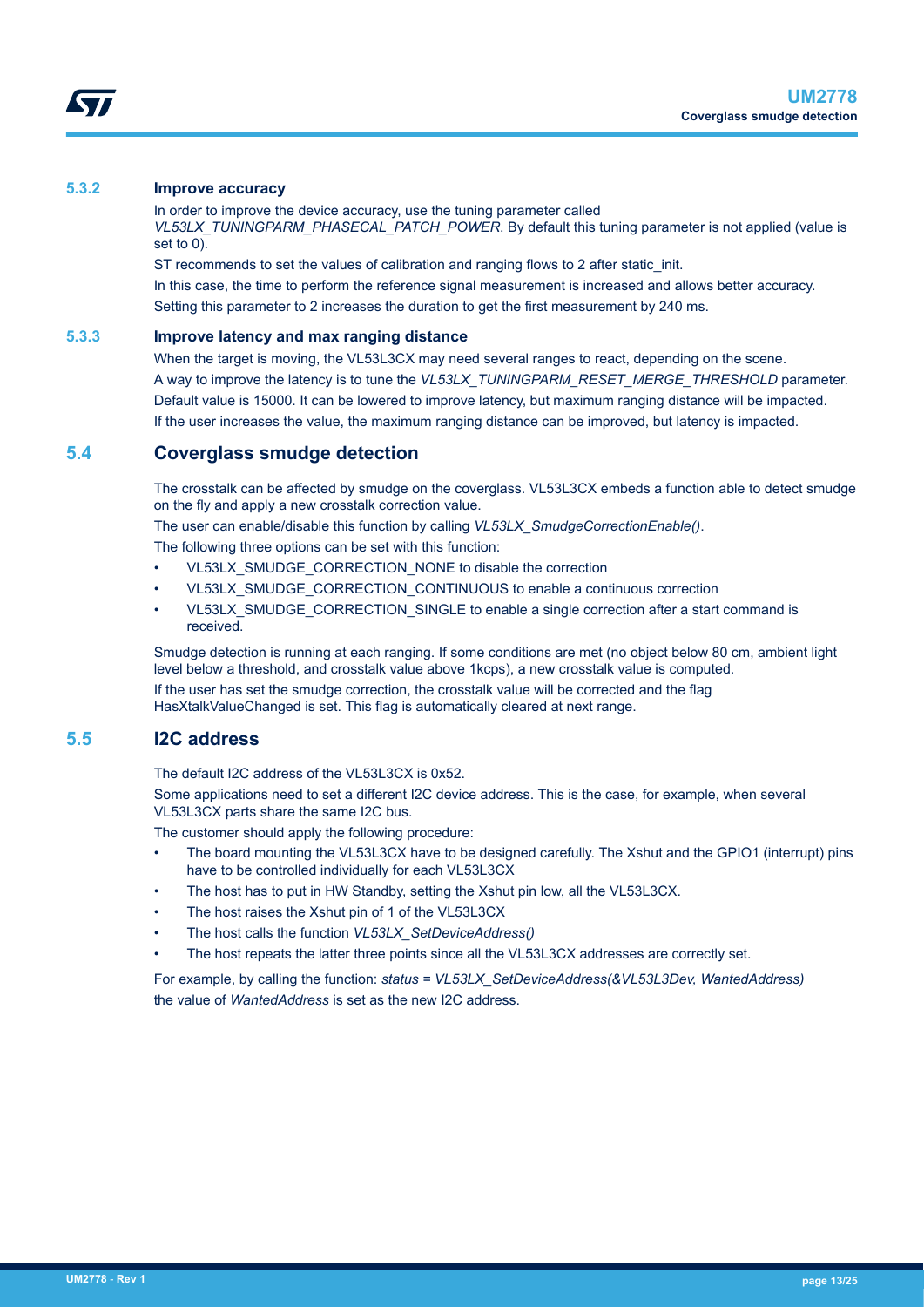### 5.3.2 Improve accuracy

In order to improve the device accuracy, use the tuning parameter called *VL53LX_TUNINGPARM_PHASECAL_PATCH_POWER*. By default this tuning parameter is not applied (value is set to 0).

ST recommends to set the values of calibration and ranging flows to 2 after static_init.

In this case, the time to perform the reference signal measurement is increased and allows better accuracy.

Setting this parameter to 2 increases the duration to get the first measurement by 240 ms.

### 5.3.3 Improve latency and max ranging distance

When the target is moving, the VL53L3CX may need several ranges to react, depending on the scene.

A way to improve the latency is to tune the *VL53LX_TUNINGPARM_RESET_MERGE_THRESHOLD* parameter.

Default value is 15000. It can be lowered to improve latency, but maximum ranging distance will be impacted.

If the user increases the value, the maximum ranging distance can be improved, but latency is impacted.

## 5.4 Coverglass smudge detection

The crosstalk can be affected by smudge on the coverglass. VL53L3CX embeds a function able to detect smudge on the fly and apply a new crosstalk correction value.

The user can enable/disable this function by calling *VL53LX_SmudgeCorrectionEnable()*.

The following three options can be set with this function:

- VL53LX_SMUDGE_CORRECTION_NONE to disable the correction
- VL53LX_SMUDGE_CORRECTION_CONTINUOUS to enable a continuous correction
- VL53LX_SMUDGE_CORRECTION_SINGLE to enable a single correction after a start command is received.

Smudge detection is running at each ranging. If some conditions are met (no object below 80 cm, ambient light level below a threshold, and crosstalk value above 1kcps), a new crosstalk value is computed.

If the user has set the smudge correction, the crosstalk value will be corrected and the flag HasXtalkValueChanged is set. This flag is automatically cleared at next range.

## 5.5 I2C address

The default I2C address of the VL53L3CX is 0x52.

Some applications need to set a different I2C device address. This is the case, for example, when several VL53L3CX parts share the same I2C bus.

The customer should apply the following procedure:

- The board mounting the VL53L3CX have to be designed carefully. The Xshut and the GPIO1 (interrupt) pins have to be controlled individually for each VL53L3CX
- The host has to put in HW Standby, setting the Xshut pin low, all the VL53L3CX.
- The host raises the Xshut pin of 1 of the VL53L3CX
- The host calls the function *VL53LX_SetDeviceAddress()*
- The host repeats the latter three points since all the VL53L3CX addresses are correctly set.

For example, by calling the function: *status = VL53LX_SetDeviceAddress(&VL53L3Dev, WantedAddress)* the value of *WantedAddress* is set as the new I2C address.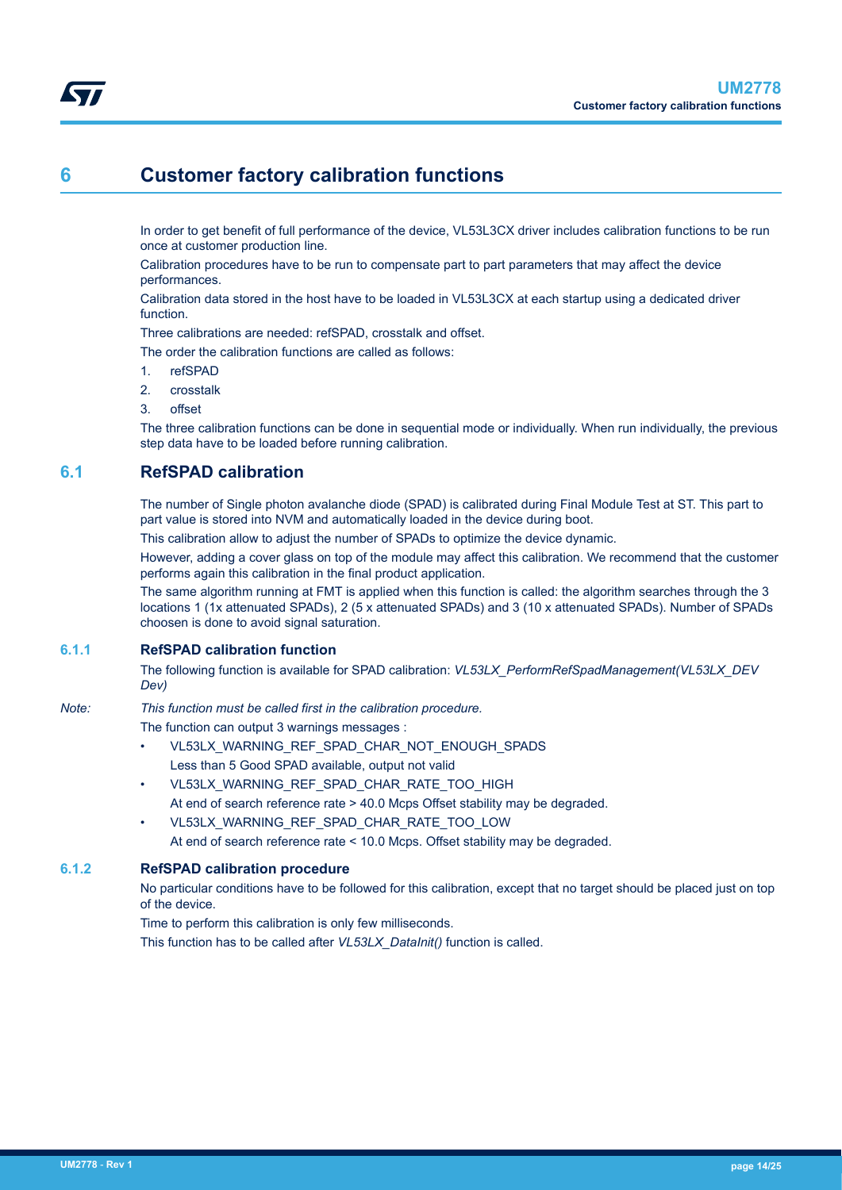# 6 Customer factory calibration functions

In order to get benefit of full performance of the device, VL53L3CX driver includes calibration functions to be run once at customer production line.

Calibration procedures have to be run to compensate part to part parameters that may affect the device performances.

Calibration data stored in the host have to be loaded in VL53L3CX at each startup using a dedicated driver function.

Three calibrations are needed: refSPAD, crosstalk and offset.

The order the calibration functions are called as follows:

1. refSPAD
2. crosstalk
3. offset

The three calibration functions can be done in sequential mode or individually. When run individually, the previous step data have to be loaded before running calibration.

## 6.1 RefSPAD calibration

The number of Single photon avalanche diode (SPAD) is calibrated during Final Module Test at ST. This part to part value is stored into NVM and automatically loaded in the device during boot.

This calibration allow to adjust the number of SPADs to optimize the device dynamic.

However, adding a cover glass on top of the module may affect this calibration. We recommend that the customer performs again this calibration in the final product application.

The same algorithm running at FMT is applied when this function is called: the algorithm searches through the 3 locations 1 (1x attenuated SPADs), 2 (5 x attenuated SPADs) and 3 (10 x attenuated SPADs). Number of SPADs choosen is done to avoid signal saturation.

### 6.1.1 RefSPAD calibration function

The following function is available for SPAD calibration: *VL53LX_PerformRefSpadManagement(VL53LX_DEV Dev)*

*Note: This function must be called first in the calibration procedure.*

The function can output 3 warnings messages :

- VL53LX_WARNING_REF_SPAD_CHAR_NOT_ENOUGH_SPADS
  Less than 5 Good SPAD available, output not valid
- VL53LX_WARNING_REF_SPAD_CHAR_RATE_TOO_HIGH
  At end of search reference rate > 40.0 Mcps Offset stability may be degraded.
- VL53LX_WARNING_REF_SPAD_CHAR_RATE_TOO_LOW
  At end of search reference rate < 10.0 Mcps. Offset stability may be degraded.

### 6.1.2 RefSPAD calibration procedure

No particular conditions have to be followed for this calibration, except that no target should be placed just on top of the device.

Time to perform this calibration is only few milliseconds.

This function has to be called after *VL53LX_DataInit()* function is called.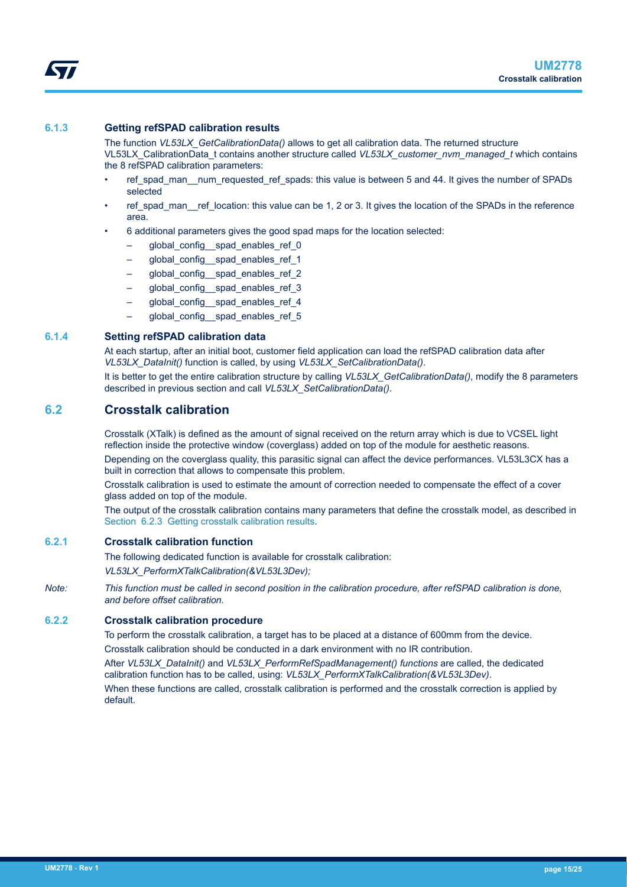### 6.1.3 Getting refSPAD calibration results

The function *VL53LX_GetCalibrationData()* allows to get all calibration data. The returned structure VL53LX_CalibrationData_t contains another structure called *VL53LX_customer_nvm_managed_t* which contains the 8 refSPAD calibration parameters:

- ref_spad_man__num_requested_ref_spads: this value is between 5 and 44. It gives the number of SPADs selected
- ref_spad_man__ref_location: this value can be 1, 2 or 3. It gives the location of the SPADs in the reference area.
- 6 additional parameters gives the good spad maps for the location selected:
  - global_config__spad_enables_ref_0
  - global_config__spad_enables_ref_1
  - global_config__spad_enables_ref_2
  - global_config__spad_enables_ref_3
  - global_config__spad_enables_ref_4
  - global_config__spad_enables_ref_5

### 6.1.4 Setting refSPAD calibration data

At each startup, after an initial boot, customer field application can load the refSPAD calibration data after *VL53LX_DataInit()* function is called, by using *VL53LX_SetCalibrationData()*.

It is better to get the entire calibration structure by calling *VL53LX_GetCalibrationData()*, modify the 8 parameters described in previous section and call *VL53LX_SetCalibrationData()*.

## 6.2 Crosstalk calibration

Crosstalk (XTalk) is defined as the amount of signal received on the return array which is due to VCSEL light reflection inside the protective window (coverglass) added on top of the module for aesthetic reasons.

Depending on the coverglass quality, this parasitic signal can affect the device performances. VL53L3CX has a built in correction that allows to compensate this problem.

Crosstalk calibration is used to estimate the amount of correction needed to compensate the effect of a cover glass added on top of the module.

The output of the crosstalk calibration contains many parameters that define the crosstalk model, as described in Section 6.2.3 Getting crosstalk calibration results.

### 6.2.1 Crosstalk calibration function

The following dedicated function is available for crosstalk calibration:

*VL53LX_PerformXTalkCalibration(&VL53L3Dev);*

*Note: This function must be called in second position in the calibration procedure, after refSPAD calibration is done, and before offset calibration.*

### 6.2.2 Crosstalk calibration procedure

To perform the crosstalk calibration, a target has to be placed at a distance of 600mm from the device.

Crosstalk calibration should be conducted in a dark environment with no IR contribution.

After *VL53LX_DataInit()* and *VL53LX_PerformRefSpadManagement() functions* are called, the dedicated calibration function has to be called, using: *VL53LX_PerformXTalkCalibration(&VL53L3Dev)*.

When these functions are called, crosstalk calibration is performed and the crosstalk correction is applied by default.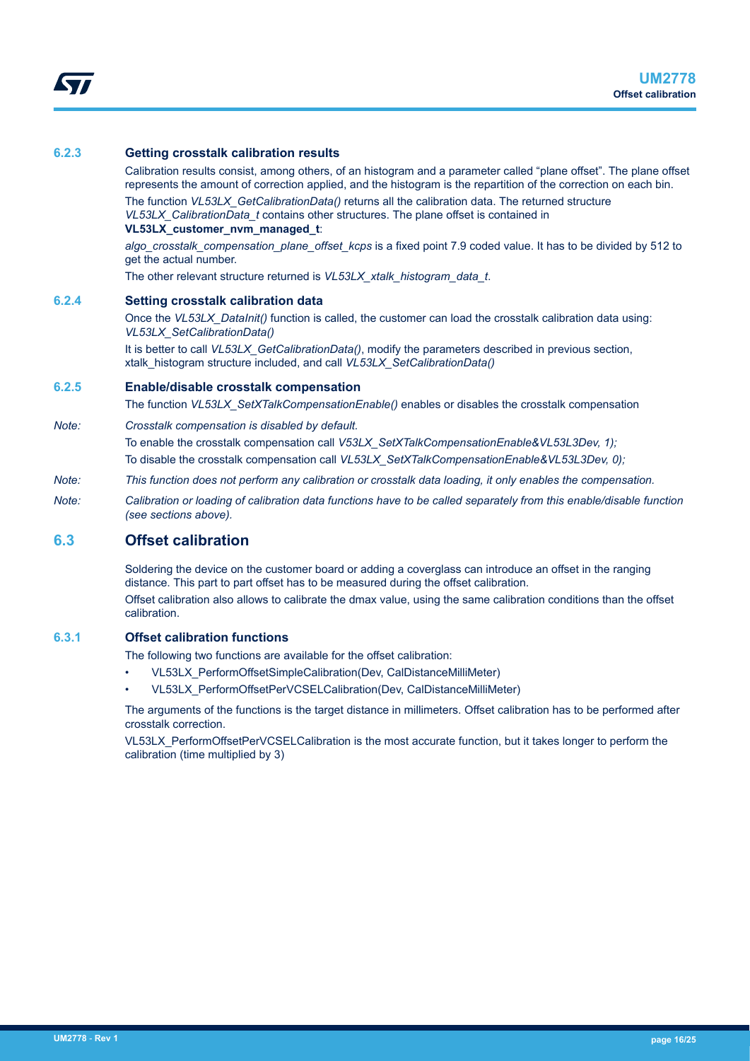### 6.2.3 Getting crosstalk calibration results

Calibration results consist, among others, of an histogram and a parameter called "plane offset". The plane offset represents the amount of correction applied, and the histogram is the repartition of the correction on each bin.

The function *VL53LX_GetCalibrationData()* returns all the calibration data. The returned structure *VL53LX_CalibrationData_t* contains other structures. The plane offset is contained in **VL53LX_customer_nvm_managed_t**:

*algo_crosstalk_compensation_plane_offset_kcps* is a fixed point 7.9 coded value. It has to be divided by 512 to get the actual number.

The other relevant structure returned is *VL53LX_xtalk_histogram_data_t*.

### 6.2.4 Setting crosstalk calibration data

Once the *VL53LX_DataInit()* function is called, the customer can load the crosstalk calibration data using: *VL53LX_SetCalibrationData()*

It is better to call *VL53LX_GetCalibrationData()*, modify the parameters described in previous section, xtalk_histogram structure included, and call *VL53LX_SetCalibrationData()*

### 6.2.5 Enable/disable crosstalk compensation

The function *VL53LX_SetXTalkCompensationEnable()* enables or disables the crosstalk compensation

*Note:* *Crosstalk compensation is disabled by default.*

To enable the crosstalk compensation call *V53LX_SetXTalkCompensationEnable&VL53L3Dev, 1);*

To disable the crosstalk compensation call *VL53LX_SetXTalkCompensationEnable&VL53L3Dev, 0);*

*Note:* *This function does not perform any calibration or crosstalk data loading, it only enables the compensation.*

*Note:* *Calibration or loading of calibration data functions have to be called separately from this enable/disable function (see sections above).*

## 6.3 Offset calibration

Soldering the device on the customer board or adding a coverglass can introduce an offset in the ranging distance. This part to part offset has to be measured during the offset calibration.

Offset calibration also allows to calibrate the dmax value, using the same calibration conditions than the offset calibration.

### 6.3.1 Offset calibration functions

The following two functions are available for the offset calibration:

- VL53LX_PerformOffsetSimpleCalibration(Dev, CalDistanceMilliMeter)
- VL53LX_PerformOffsetPerVCSELCalibration(Dev, CalDistanceMilliMeter)

The arguments of the functions is the target distance in millimeters. Offset calibration has to be performed after crosstalk correction.

VL53LX_PerformOffsetPerVCSELCalibration is the most accurate function, but it takes longer to perform the calibration (time multiplied by 3)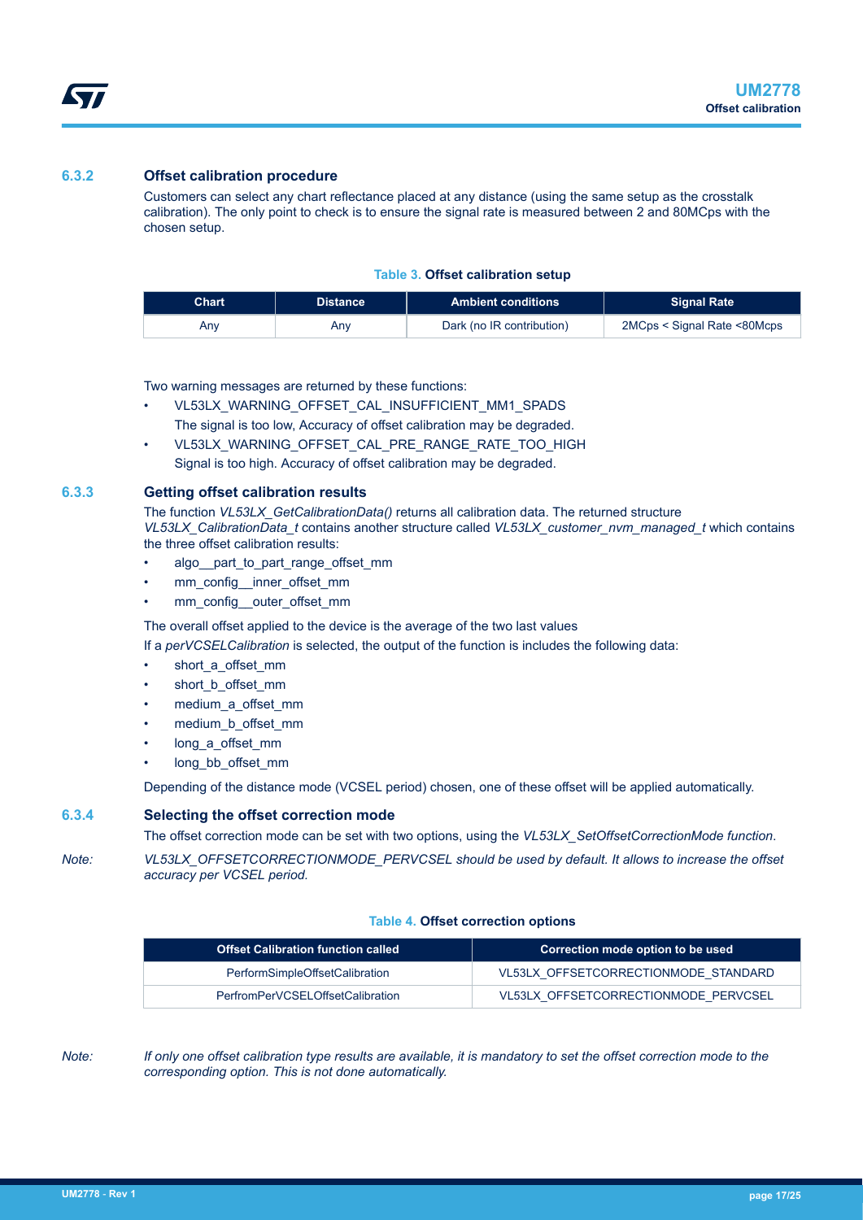### 6.3.2 Offset calibration procedure

Customers can select any chart reflectance placed at any distance (using the same setup as the crosstalk calibration). The only point to check is to ensure the signal rate is measured between 2 and 80MCps with the chosen setup.

**Table 3. Offset calibration setup**

| Chart | Distance | Ambient conditions | Signal Rate |
|---|---|---|---|
| Any | Any | Dark (no IR contribution) | 2MCps < Signal Rate <80Mcps |

Two warning messages are returned by these functions:

- VL53LX_WARNING_OFFSET_CAL_INSUFFICIENT_MM1_SPADS
  The signal is too low, Accuracy of offset calibration may be degraded.
- VL53LX_WARNING_OFFSET_CAL_PRE_RANGE_RATE_TOO_HIGH
  Signal is too high. Accuracy of offset calibration may be degraded.

### 6.3.3 Getting offset calibration results

The function *VL53LX_GetCalibrationData()* returns all calibration data. The returned structure *VL53LX_CalibrationData_t* contains another structure called *VL53LX_customer_nvm_managed_t* which contains the three offset calibration results:

- algo__part_to_part_range_offset_mm
- mm_config__inner_offset_mm
- mm_config__outer_offset_mm

The overall offset applied to the device is the average of the two last values

If a *perVCSELCalibration* is selected, the output of the function is includes the following data:

- short_a_offset_mm
- short_b_offset_mm
- medium_a_offset_mm
- medium_b_offset_mm
- long_a_offset_mm
- long_bb_offset_mm

Depending of the distance mode (VCSEL period) chosen, one of these offset will be applied automatically.

### 6.3.4 Selecting the offset correction mode

The offset correction mode can be set with two options, using the *VL53LX_SetOffsetCorrectionMode function*.

*Note: VL53LX_OFFSETCORRECTIONMODE_PERVCSEL should be used by default. It allows to increase the offset accuracy per VCSEL period.*

**Table 4. Offset correction options**

| Offset Calibration function called | Correction mode option to be used |
|---|---|
| PerformSimpleOffsetCalibration | VL53LX_OFFSETCORRECTIONMODE_STANDARD |
| PerfromPerVCSELOffsetCalibration | VL53LX_OFFSETCORRECTIONMODE_PERVCSEL |

*Note: If only one offset calibration type results are available, it is mandatory to set the offset correction mode to the corresponding option. This is not done automatically.*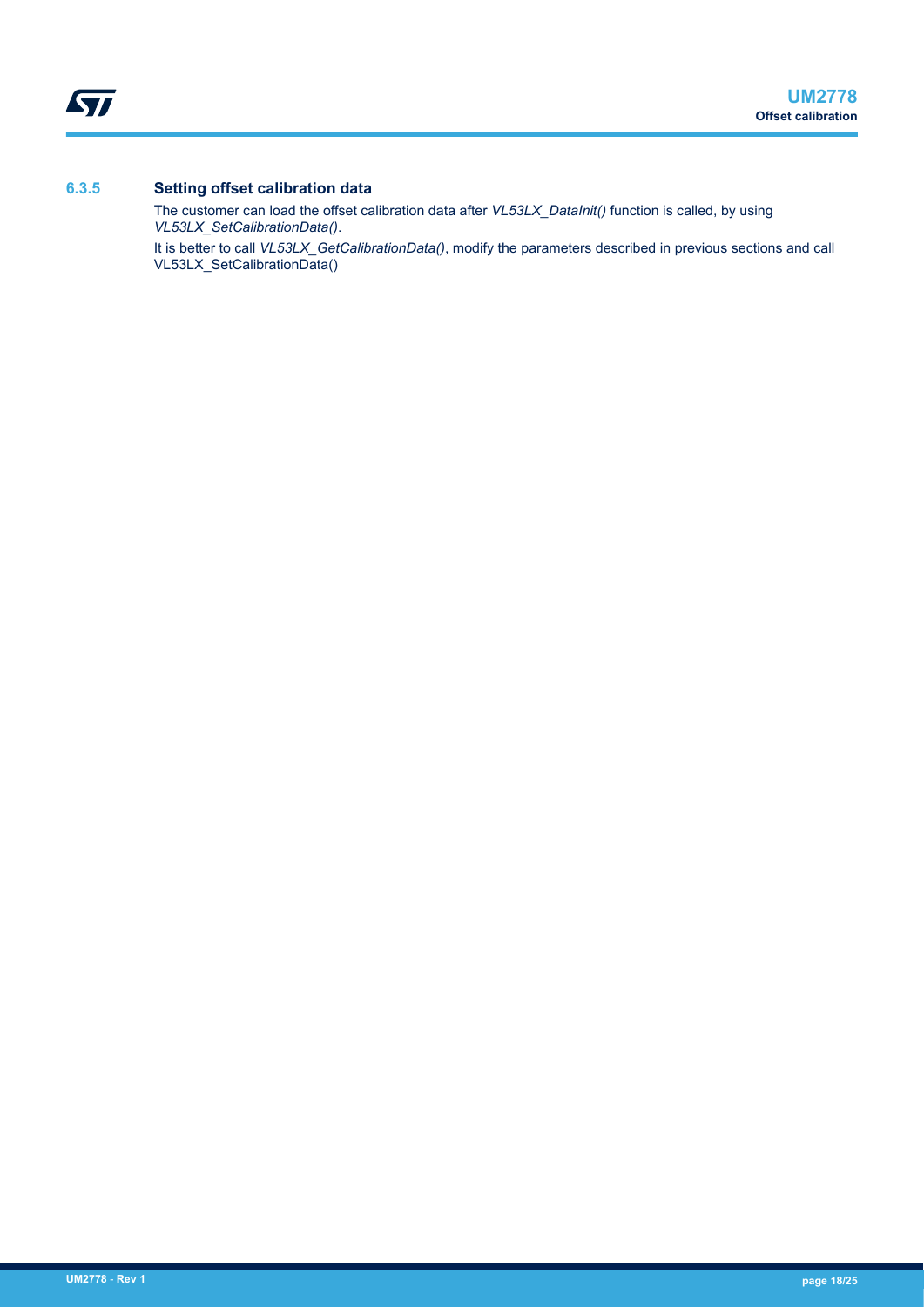### 6.3.5 Setting offset calibration data

The customer can load the offset calibration data after *VL53LX_DataInit()* function is called, by using *VL53LX_SetCalibrationData()*.

It is better to call *VL53LX_GetCalibrationData()*, modify the parameters described in previous sections and call VL53LX_SetCalibrationData()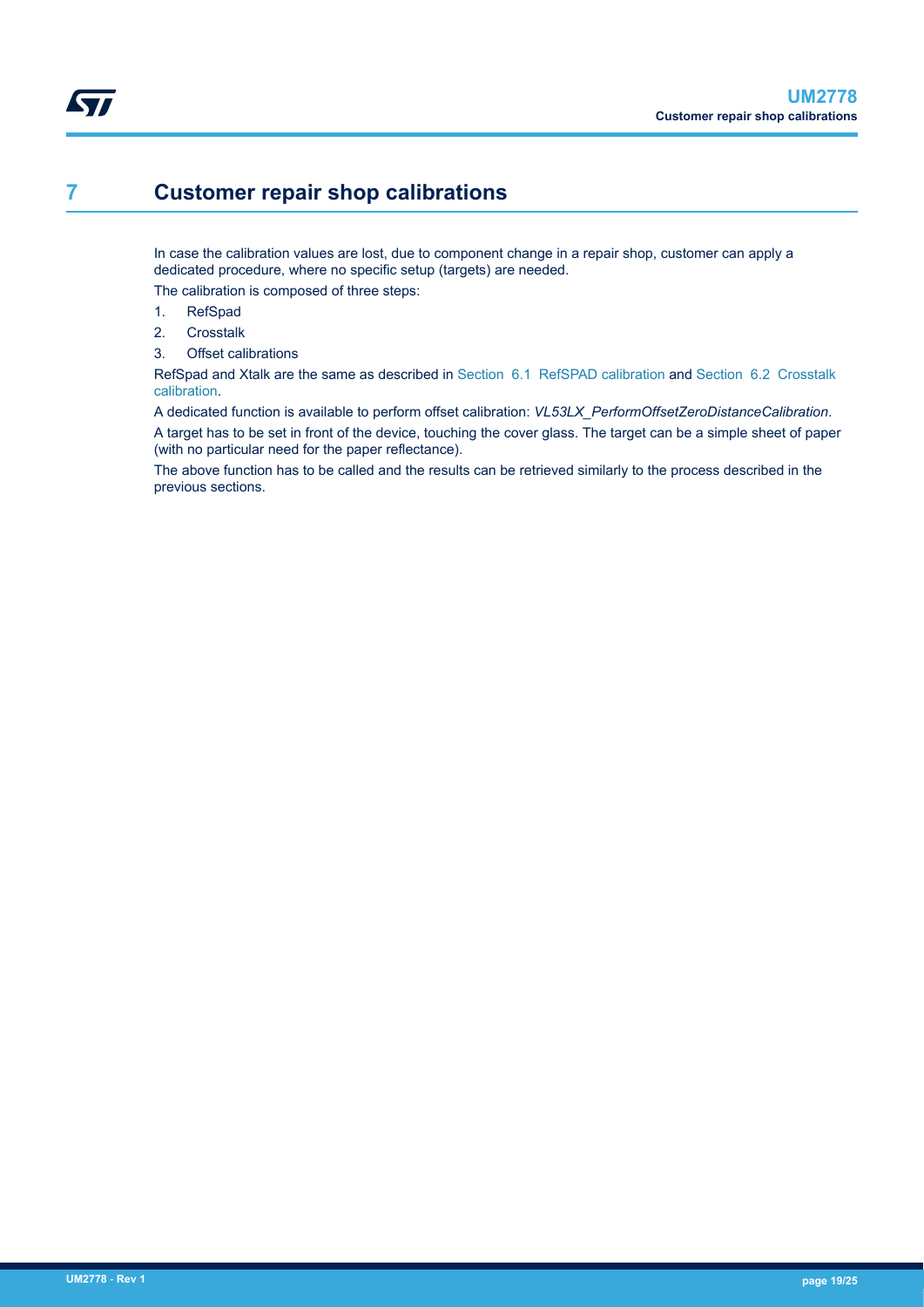# 7 Customer repair shop calibrations

In case the calibration values are lost, due to component change in a repair shop, customer can apply a dedicated procedure, where no specific setup (targets) are needed.

The calibration is composed of three steps:

1. RefSpad
2. Crosstalk
3. Offset calibrations

RefSpad and Xtalk are the same as described in Section 6.1 RefSPAD calibration and Section 6.2 Crosstalk calibration.

A dedicated function is available to perform offset calibration: *VL53LX_PerformOffsetZeroDistanceCalibration*.

A target has to be set in front of the device, touching the cover glass. The target can be a simple sheet of paper (with no particular need for the paper reflectance).

The above function has to be called and the results can be retrieved similarly to the process described in the previous sections.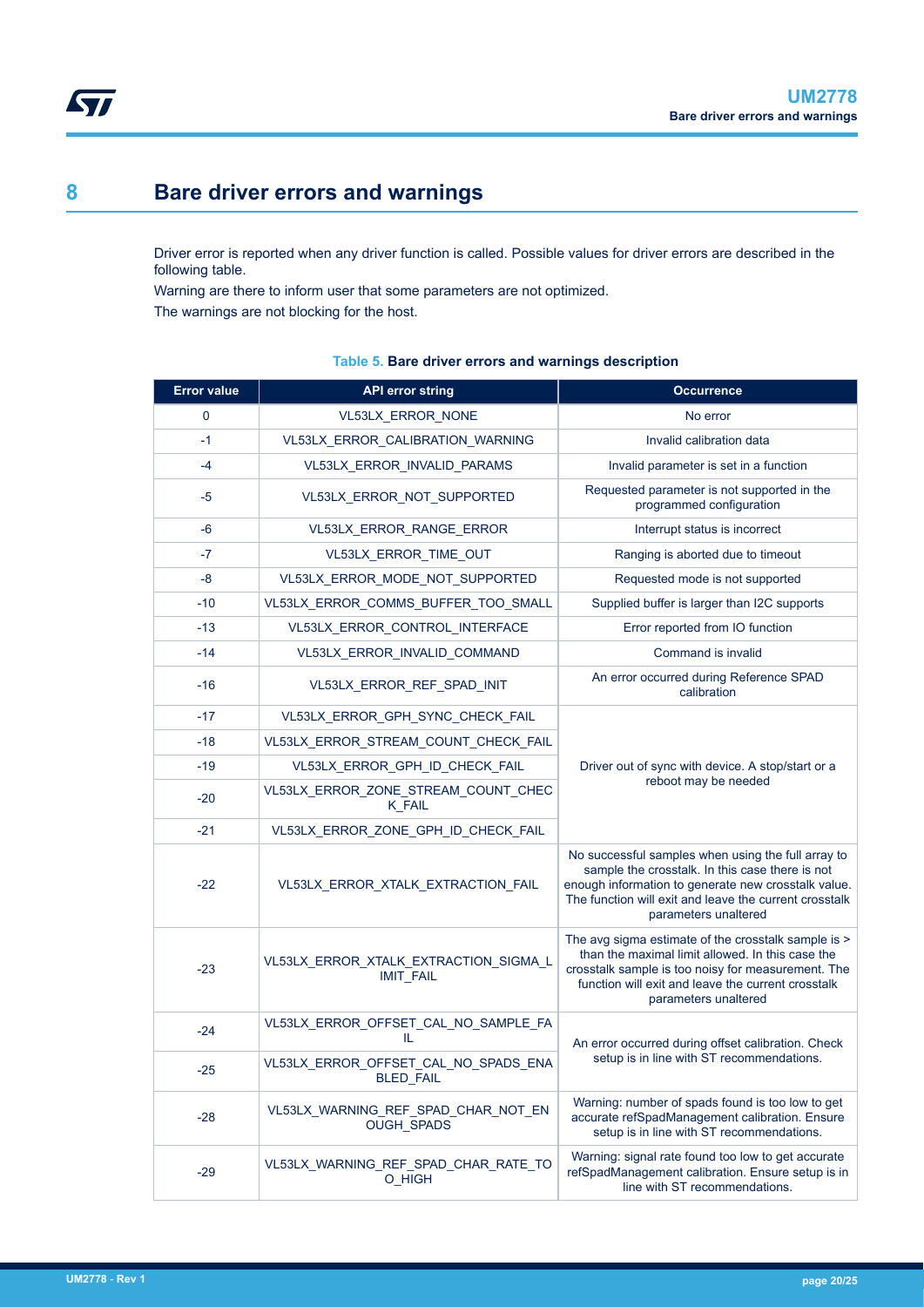# 8 Bare driver errors and warnings

Driver error is reported when any driver function is called. Possible values for driver errors are described in the following table.

Warning are there to inform user that some parameters are not optimized.

The warnings are not blocking for the host.

**Table 5. Bare driver errors and warnings description**

| Error value | API error string | Occurrence |
|---|---|---|
| 0 | VL53LX_ERROR_NONE | No error |
| -1 | VL53LX_ERROR_CALIBRATION_WARNING | Invalid calibration data |
| -4 | VL53LX_ERROR_INVALID_PARAMS | Invalid parameter is set in a function |
| -5 | VL53LX_ERROR_NOT_SUPPORTED | Requested parameter is not supported in the programmed configuration |
| -6 | VL53LX_ERROR_RANGE_ERROR | Interrupt status is incorrect |
| -7 | VL53LX_ERROR_TIME_OUT | Ranging is aborted due to timeout |
| -8 | VL53LX_ERROR_MODE_NOT_SUPPORTED | Requested mode is not supported |
| -10 | VL53LX_ERROR_COMMS_BUFFER_TOO_SMALL | Supplied buffer is larger than I2C supports |
| -13 | VL53LX_ERROR_CONTROL_INTERFACE | Error reported from IO function |
| -14 | VL53LX_ERROR_INVALID_COMMAND | Command is invalid |
| -16 | VL53LX_ERROR_REF_SPAD_INIT | An error occurred during Reference SPAD calibration |
| -17 | VL53LX_ERROR_GPH_SYNC_CHECK_FAIL | Driver out of sync with device. A stop/start or a reboot may be needed |
| -18 | VL53LX_ERROR_STREAM_COUNT_CHECK_FAIL | |
| -19 | VL53LX_ERROR_GPH_ID_CHECK_FAIL | |
| -20 | VL53LX_ERROR_ZONE_STREAM_COUNT_CHECK_FAIL | |
| -21 | VL53LX_ERROR_ZONE_GPH_ID_CHECK_FAIL | |
| -22 | VL53LX_ERROR_XTALK_EXTRACTION_FAIL | No successful samples when using the full array to sample the crosstalk. In this case there is not enough information to generate new crosstalk value. The function will exit and leave the current crosstalk parameters unaltered |
| -23 | VL53LX_ERROR_XTALK_EXTRACTION_SIGMA_LIMIT_FAIL | The avg sigma estimate of the crosstalk sample is > than the maximal limit allowed. In this case the crosstalk sample is too noisy for measurement. The function will exit and leave the current crosstalk parameters unaltered |
| -24 | VL53LX_ERROR_OFFSET_CAL_NO_SAMPLE_FAIL | An error occurred during offset calibration. Check setup is in line with ST recommendations. |
| -25 | VL53LX_ERROR_OFFSET_CAL_NO_SPADS_ENABLED_FAIL | |
| -28 | VL53LX_WARNING_REF_SPAD_CHAR_NOT_ENOUGH_SPADS | Warning: number of spads found is too low to get accurate refSpadManagement calibration. Ensure setup is in line with ST recommendations. |
| -29 | VL53LX_WARNING_REF_SPAD_CHAR_RATE_TOO_HIGH | Warning: signal rate found too low to get accurate refSpadManagement calibration. Ensure setup is in line with ST recommendations. |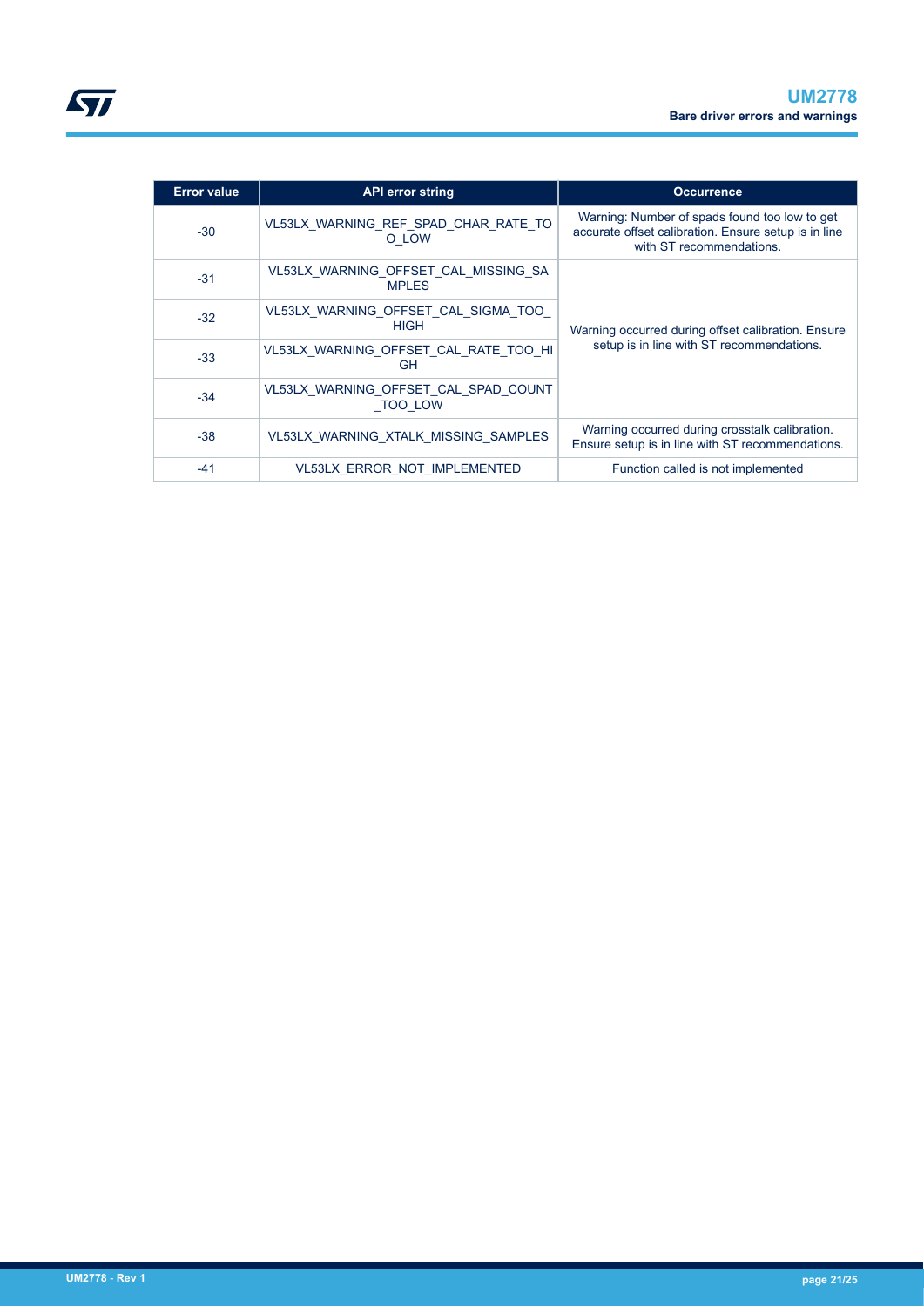| Error value | API error string | Occurrence |
| --- | --- | --- |
| -30 | VL53LX_WARNING_REF_SPAD_CHAR_RATE_TOO_LOW | Warning: Number of spads found too low to get accurate offset calibration. Ensure setup is in line with ST recommendations. |
| -31 | VL53LX_WARNING_OFFSET_CAL_MISSING_SAMPLES | Warning occurred during offset calibration. Ensure setup is in line with ST recommendations. |
| -32 | VL53LX_WARNING_OFFSET_CAL_SIGMA_TOO_HIGH | |
| -33 | VL53LX_WARNING_OFFSET_CAL_RATE_TOO_HIGH | |
| -34 | VL53LX_WARNING_OFFSET_CAL_SPAD_COUNT_TOO_LOW | |
| -38 | VL53LX_WARNING_XTALK_MISSING_SAMPLES | Warning occurred during crosstalk calibration. Ensure setup is in line with ST recommendations. |
| -41 | VL53LX_ERROR_NOT_IMPLEMENTED | Function called is not implemented |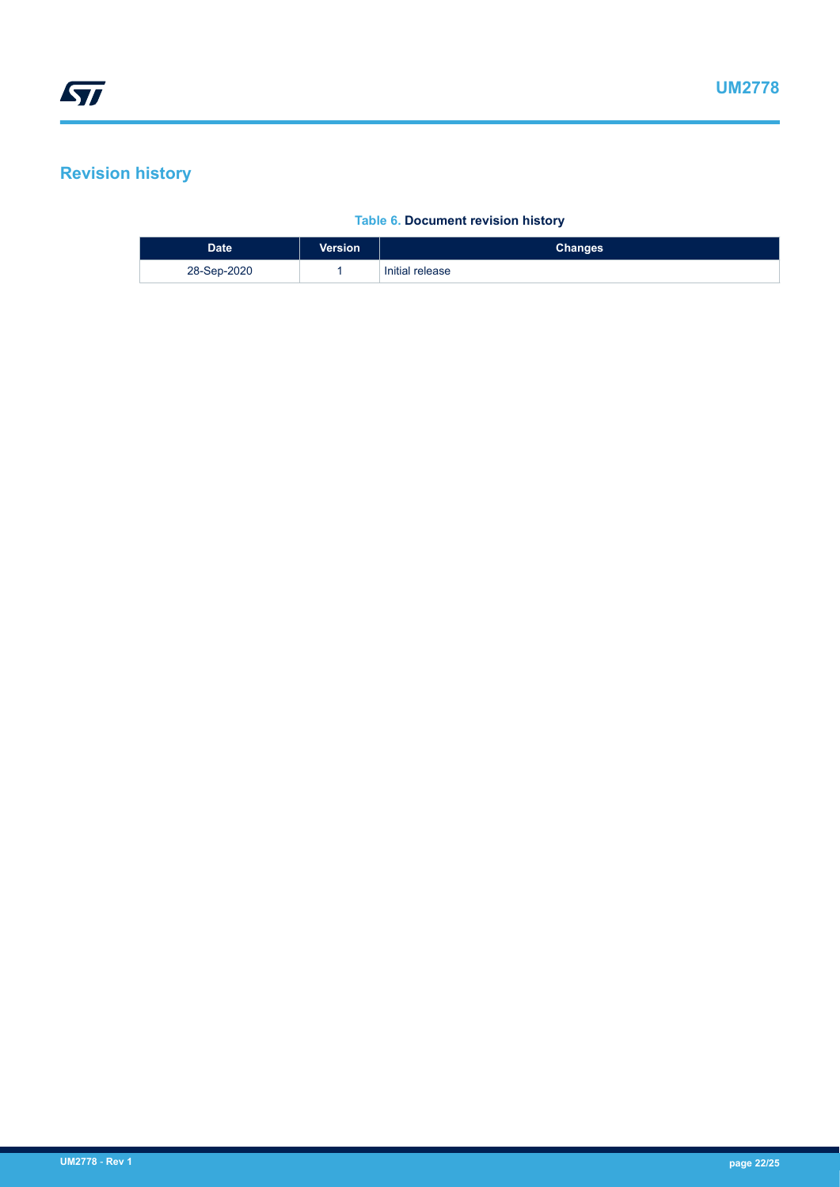## Revision history

**Table 6. Document revision history**

| Date | Version | Changes |
| --- | --- | --- |
| 28-Sep-2020 | 1 | Initial release |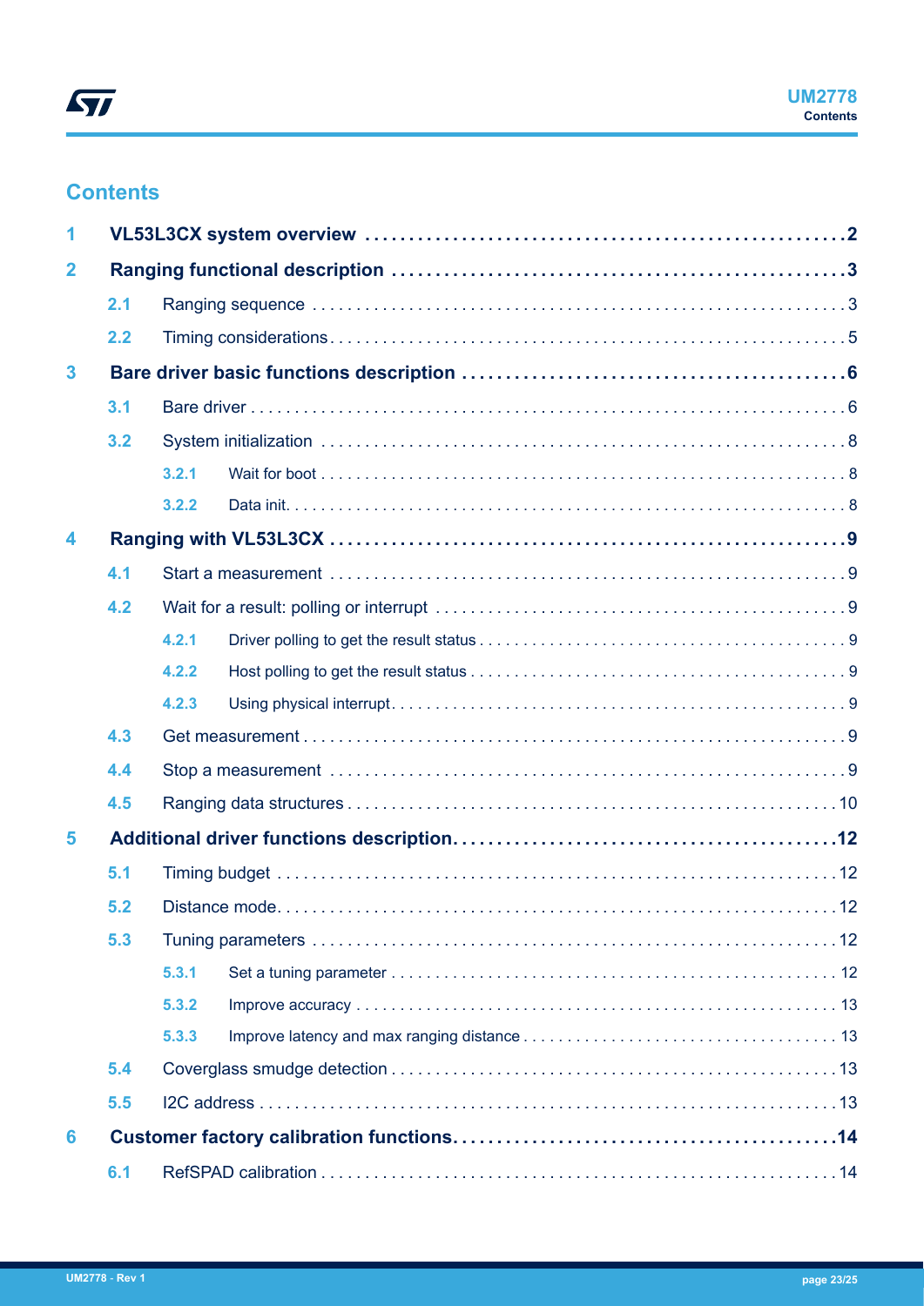## Contents

**1 VL53L3CX system overview** ..... **2**

**2 Ranging functional description** ..... **3**

- 2.1 Ranging sequence ..... 3
- 2.2 Timing considerations ..... 5

**3 Bare driver basic functions description** ..... **6**

- 3.1 Bare driver ..... 6
- 3.2 System initialization ..... 8
  - 3.2.1 Wait for boot ..... 8
  - 3.2.2 Data init ..... 8

**4 Ranging with VL53L3CX** ..... **9**

- 4.1 Start a measurement ..... 9
- 4.2 Wait for a result: polling or interrupt ..... 9
  - 4.2.1 Driver polling to get the result status ..... 9
  - 4.2.2 Host polling to get the result status ..... 9
  - 4.2.3 Using physical interrupt ..... 9
- 4.3 Get measurement ..... 9
- 4.4 Stop a measurement ..... 9
- 4.5 Ranging data structures ..... 10

**5 Additional driver functions description** ..... **12**

- 5.1 Timing budget ..... 12
- 5.2 Distance mode ..... 12
- 5.3 Tuning parameters ..... 12
  - 5.3.1 Set a tuning parameter ..... 12
  - 5.3.2 Improve accuracy ..... 13
  - 5.3.3 Improve latency and max ranging distance ..... 13
- 5.4 Coverglass smudge detection ..... 13
- 5.5 I2C address ..... 13

**6 Customer factory calibration functions** ..... **14**

- 6.1 RefSPAD calibration ..... 14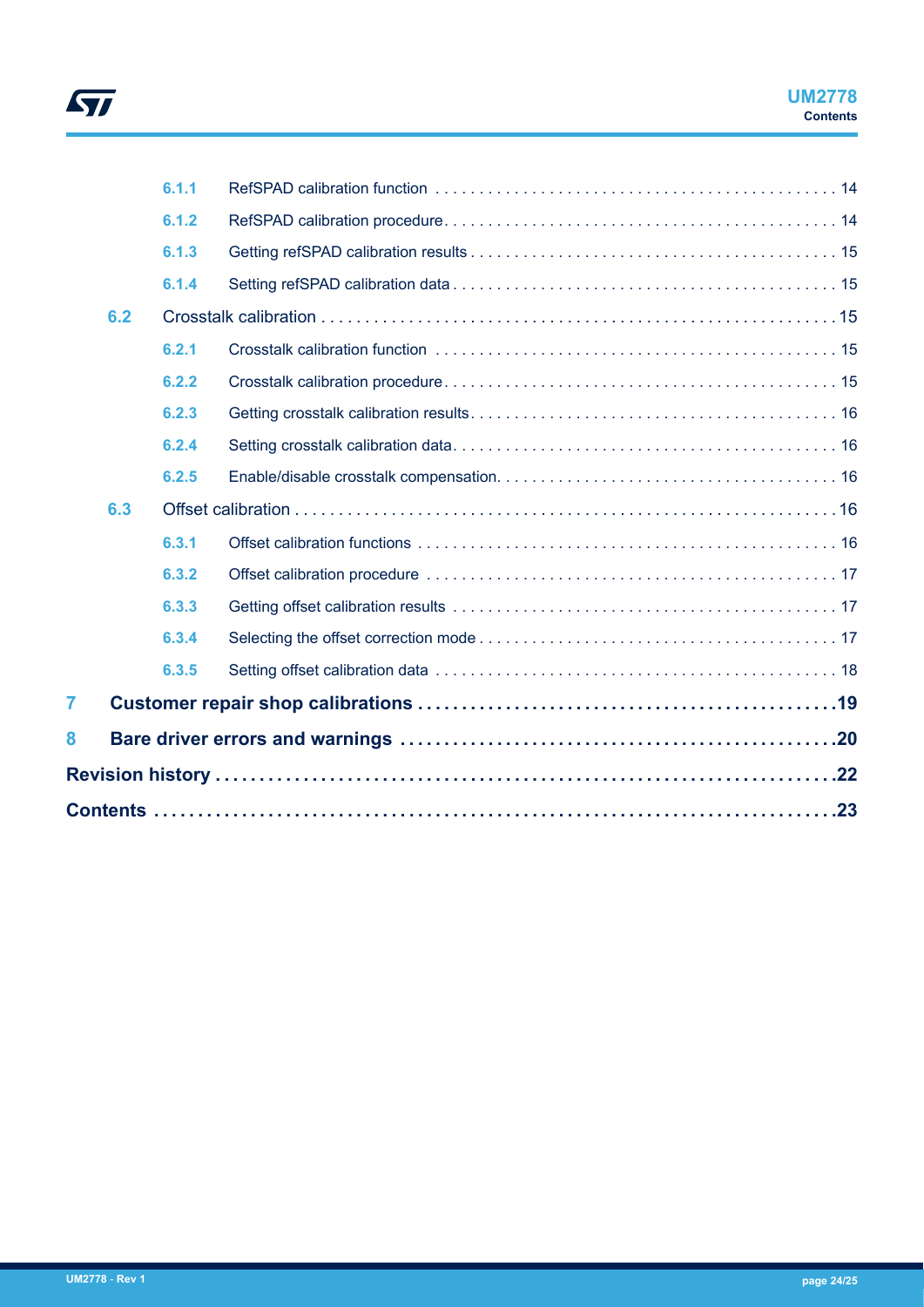6.1.1 RefSPAD calibration function . . . . . . . . . . . . . . . . . . . . . . . . . . . . . . . . . . . . . . . . . . . . . 14

6.1.2 RefSPAD calibration procedure . . . . . . . . . . . . . . . . . . . . . . . . . . . . . . . . . . . . . . . . . . . . 14

6.1.3 Getting refSPAD calibration results . . . . . . . . . . . . . . . . . . . . . . . . . . . . . . . . . . . . . . . . . 15

6.1.4 Setting refSPAD calibration data . . . . . . . . . . . . . . . . . . . . . . . . . . . . . . . . . . . . . . . . . . . 15

6.2 Crosstalk calibration . . . . . . . . . . . . . . . . . . . . . . . . . . . . . . . . . . . . . . . . . . . . . . . . . . . . . . . 15

6.2.1 Crosstalk calibration function . . . . . . . . . . . . . . . . . . . . . . . . . . . . . . . . . . . . . . . . . . . . . 15

6.2.2 Crosstalk calibration procedure . . . . . . . . . . . . . . . . . . . . . . . . . . . . . . . . . . . . . . . . . . . . 15

6.2.3 Getting crosstalk calibration results . . . . . . . . . . . . . . . . . . . . . . . . . . . . . . . . . . . . . . . . . 16

6.2.4 Setting crosstalk calibration data . . . . . . . . . . . . . . . . . . . . . . . . . . . . . . . . . . . . . . . . . . . 16

6.2.5 Enable/disable crosstalk compensation . . . . . . . . . . . . . . . . . . . . . . . . . . . . . . . . . . . . . . 16

6.3 Offset calibration . . . . . . . . . . . . . . . . . . . . . . . . . . . . . . . . . . . . . . . . . . . . . . . . . . . . . . . . . 16

6.3.1 Offset calibration functions . . . . . . . . . . . . . . . . . . . . . . . . . . . . . . . . . . . . . . . . . . . . . . . 16

6.3.2 Offset calibration procedure . . . . . . . . . . . . . . . . . . . . . . . . . . . . . . . . . . . . . . . . . . . . . . 17

6.3.3 Getting offset calibration results . . . . . . . . . . . . . . . . . . . . . . . . . . . . . . . . . . . . . . . . . . . 17

6.3.4 Selecting the offset correction mode . . . . . . . . . . . . . . . . . . . . . . . . . . . . . . . . . . . . . . . . 17

6.3.5 Setting offset calibration data . . . . . . . . . . . . . . . . . . . . . . . . . . . . . . . . . . . . . . . . . . . . . 18

**7 Customer repair shop calibrations . . . . . . . . . . . . . . . . . . . . . . . . . . . . . . . . . . . . . . . . . . . . . . . . 19**

**8 Bare driver errors and warnings . . . . . . . . . . . . . . . . . . . . . . . . . . . . . . . . . . . . . . . . . . . . . . . . . 20**

**Revision history . . . . . . . . . . . . . . . . . . . . . . . . . . . . . . . . . . . . . . . . . . . . . . . . . . . . . . . . . . . . . . 22**

**Contents . . . . . . . . . . . . . . . . . . . . . . . . . . . . . . . . . . . . . . . . . . . . . . . . . . . . . . . . . . . . . . . . . . . 23**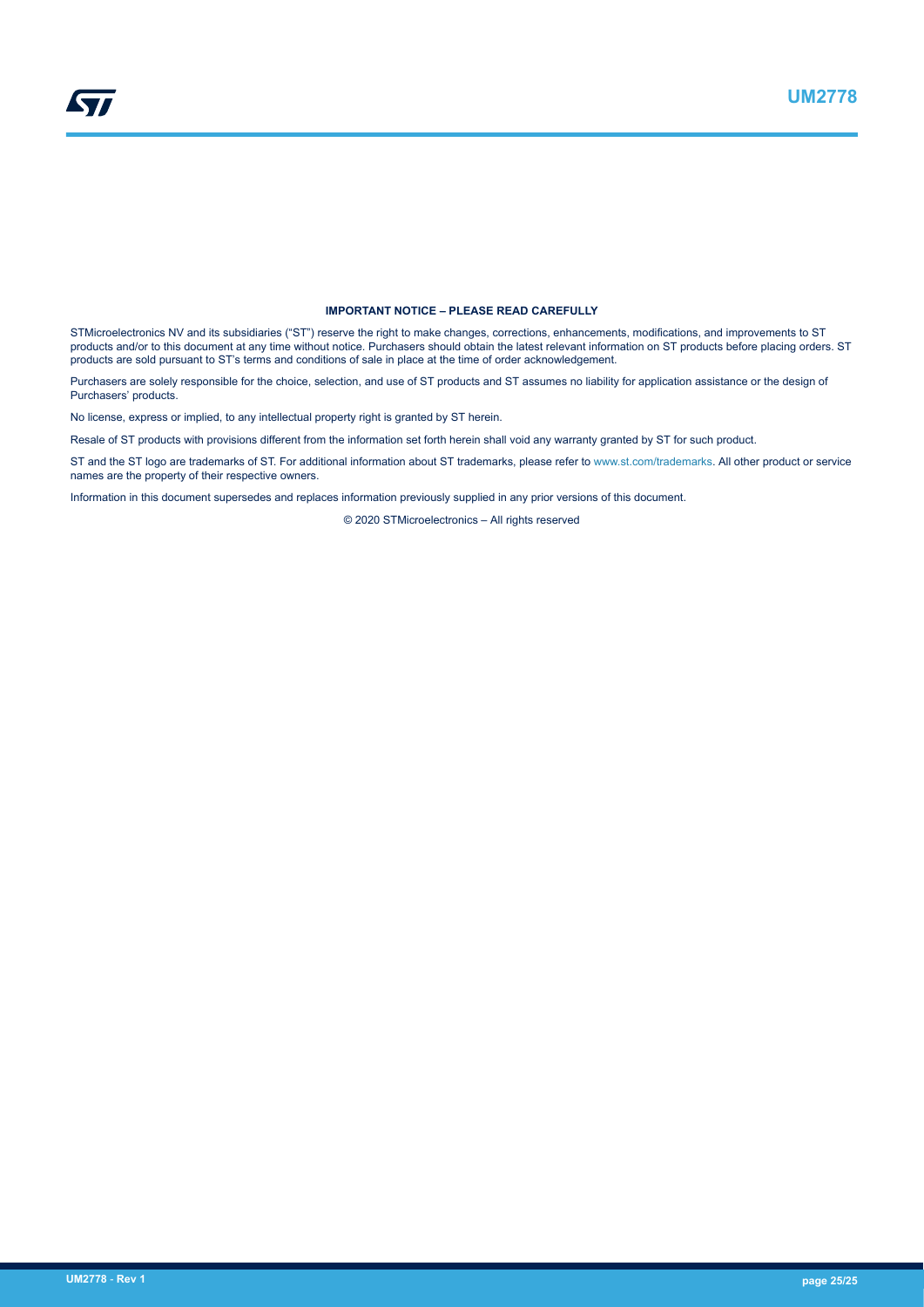**IMPORTANT NOTICE – PLEASE READ CAREFULLY**

STMicroelectronics NV and its subsidiaries (“ST”) reserve the right to make changes, corrections, enhancements, modifications, and improvements to ST products and/or to this document at any time without notice. Purchasers should obtain the latest relevant information on ST products before placing orders. ST products are sold pursuant to ST’s terms and conditions of sale in place at the time of order acknowledgement.

Purchasers are solely responsible for the choice, selection, and use of ST products and ST assumes no liability for application assistance or the design of Purchasers’ products.

No license, express or implied, to any intellectual property right is granted by ST herein.

Resale of ST products with provisions different from the information set forth herein shall void any warranty granted by ST for such product.

ST and the ST logo are trademarks of ST. For additional information about ST trademarks, please refer to www.st.com/trademarks. All other product or service names are the property of their respective owners.

Information in this document supersedes and replaces information previously supplied in any prior versions of this document.

© 2020 STMicroelectronics – All rights reserved